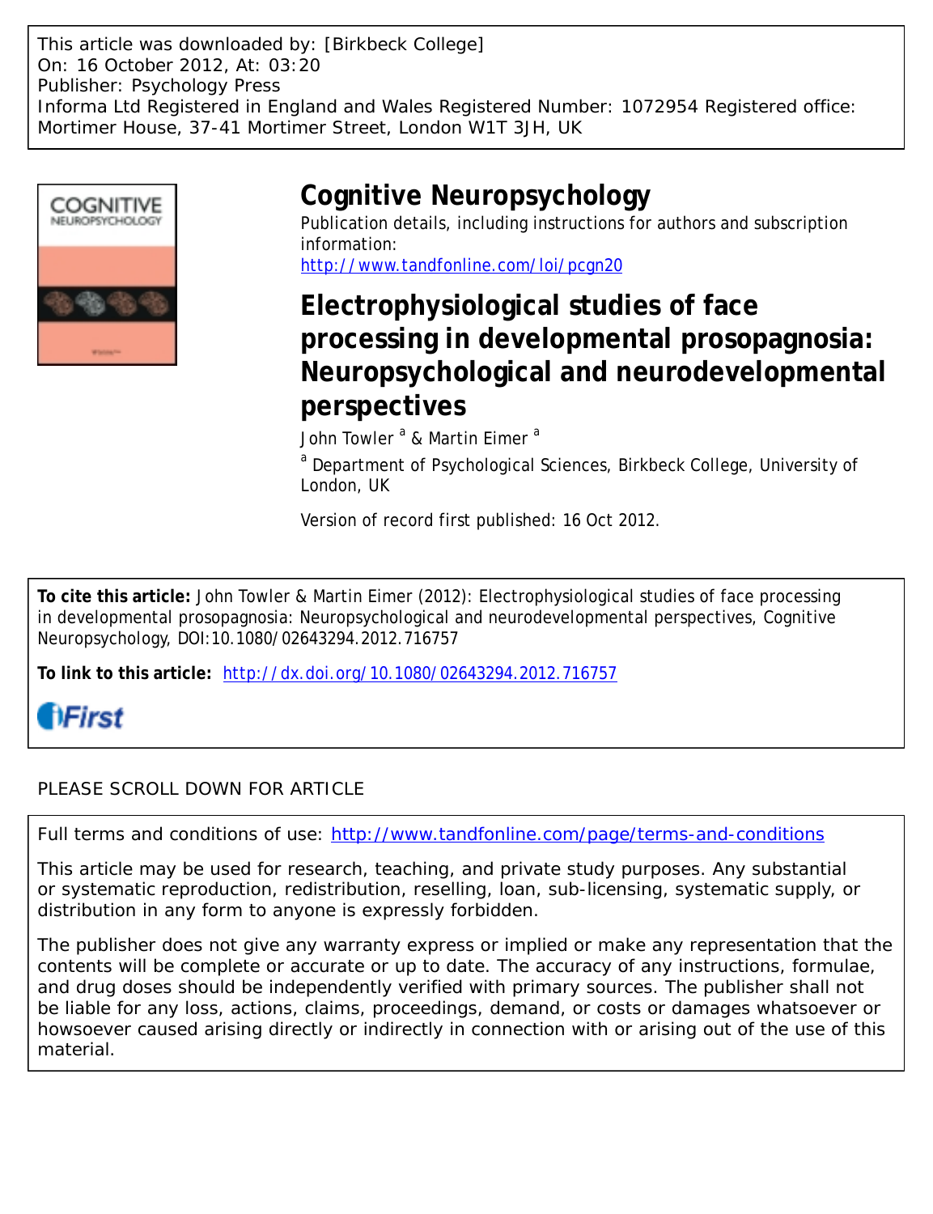This article was downloaded by: [Birkbeck College]
On: 16 October 2012, At: 03:20
Publisher: Psychology Press
Informa Ltd Registered in England and Wales Registered Number: 1072954 Registered office: Mortimer House, 37-41 Mortimer Street, London W1T 3JH, UK

# Cognitive Neuropsychology

Publication details, including instructions for authors and subscription information:
http://www.tandfonline.com/loi/pcgn20

## Electrophysiological studies of face processing in developmental prosopagnosia: Neuropsychological and neurodevelopmental perspectives

John Towler [a] & Martin Eimer [a]

[a] Department of Psychological Sciences, Birkbeck College, University of London, UK

Version of record first published: 16 Oct 2012.

**To cite this article:** John Towler & Martin Eimer (2012): Electrophysiological studies of face processing in developmental prosopagnosia: Neuropsychological and neurodevelopmental perspectives, Cognitive Neuropsychology, DOI:10.1080/02643294.2012.716757

**To link to this article:** http://dx.doi.org/10.1080/02643294.2012.716757

iFirst

PLEASE SCROLL DOWN FOR ARTICLE

Full terms and conditions of use: http://www.tandfonline.com/page/terms-and-conditions

This article may be used for research, teaching, and private study purposes. Any substantial or systematic reproduction, redistribution, reselling, loan, sub-licensing, systematic supply, or distribution in any form to anyone is expressly forbidden.

The publisher does not give any warranty express or implied or make any representation that the contents will be complete or accurate or up to date. The accuracy of any instructions, formulae, and drug doses should be independently verified with primary sources. The publisher shall not be liable for any loss, actions, claims, proceedings, demand, or costs or damages whatsoever or howsoever caused arising directly or indirectly in connection with or arising out of the use of this material.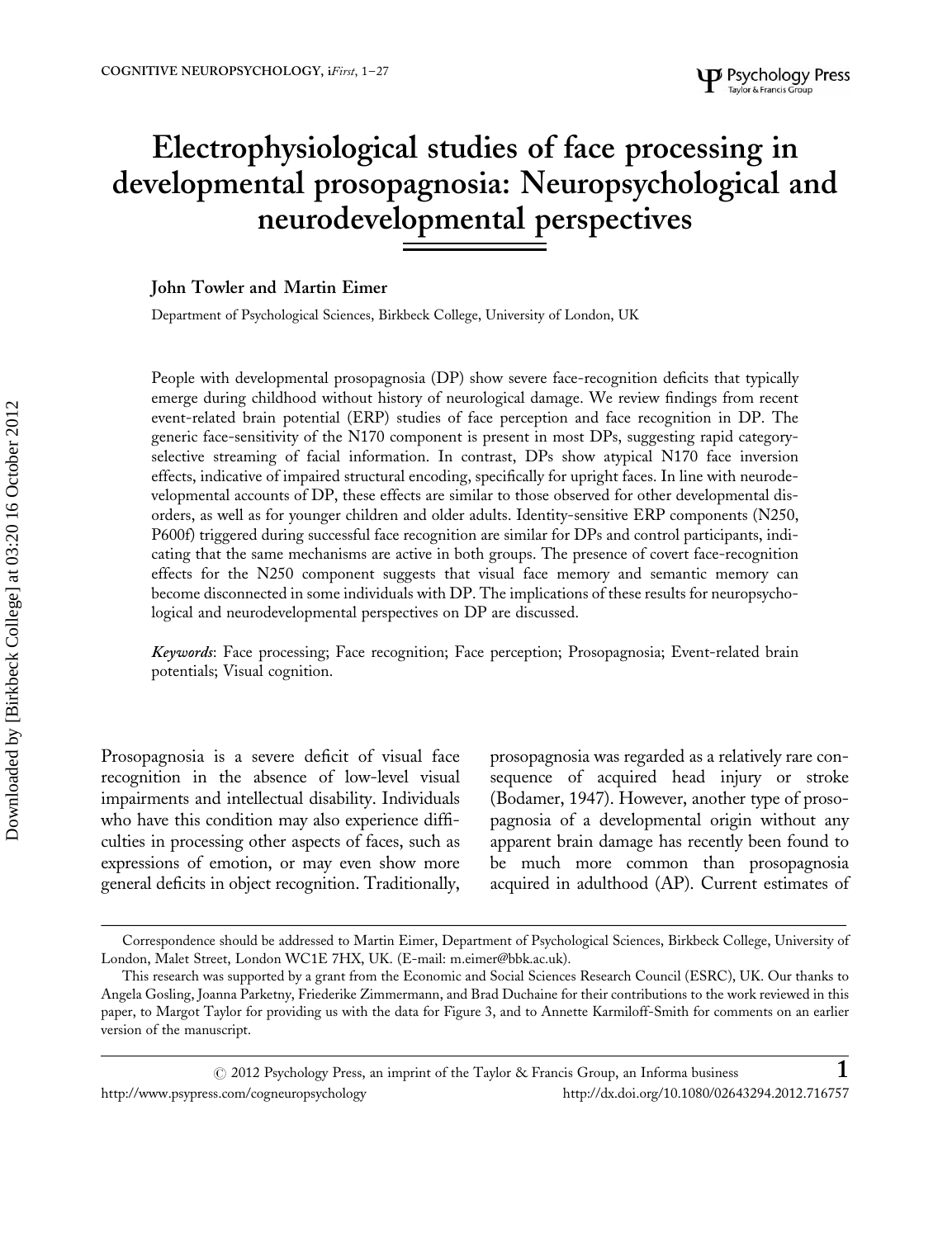# Electrophysiological studies of face processing in developmental prosopagnosia: Neuropsychological and neurodevelopmental perspectives

**John Towler and Martin Eimer**

Department of Psychological Sciences, Birkbeck College, University of London, UK

People with developmental prosopagnosia (DP) show severe face-recognition deficits that typically emerge during childhood without history of neurological damage. We review findings from recent event-related brain potential (ERP) studies of face perception and face recognition in DP. The generic face-sensitivity of the N170 component is present in most DPs, suggesting rapid category-selective streaming of facial information. In contrast, DPs show atypical N170 face inversion effects, indicative of impaired structural encoding, specifically for upright faces. In line with neurodevelopmental accounts of DP, these effects are similar to those observed for other developmental disorders, as well as for younger children and older adults. Identity-sensitive ERP components (N250, P600f) triggered during successful face recognition are similar for DPs and control participants, indicating that the same mechanisms are active in both groups. The presence of covert face-recognition effects for the N250 component suggests that visual face memory and semantic memory can become disconnected in some individuals with DP. The implications of these results for neuropsychological and neurodevelopmental perspectives on DP are discussed.

*Keywords*: Face processing; Face recognition; Face perception; Prosopagnosia; Event-related brain potentials; Visual cognition.

Prosopagnosia is a severe deficit of visual face recognition in the absence of low-level visual impairments and intellectual disability. Individuals who have this condition may also experience difficulties in processing other aspects of faces, such as expressions of emotion, or may even show more general deficits in object recognition. Traditionally, prosopagnosia was regarded as a relatively rare consequence of acquired head injury or stroke (Bodamer, 1947). However, another type of prosopagnosia of a developmental origin without any apparent brain damage has recently been found to be much more common than prosopagnosia acquired in adulthood (AP). Current estimates of

---

Correspondence should be addressed to Martin Eimer, Department of Psychological Sciences, Birkbeck College, University of London, Malet Street, London WC1E 7HX, UK. (E-mail: m.eimer@bbk.ac.uk).

This research was supported by a grant from the Economic and Social Sciences Research Council (ESRC), UK. Our thanks to Angela Gosling, Joanna Parketny, Friederike Zimmermann, and Brad Duchaine for their contributions to the work reviewed in this paper, to Margot Taylor for providing us with the data for Figure 3, and to Annette Karmiloff-Smith for comments on an earlier version of the manuscript.

© 2012 Psychology Press, an imprint of the Taylor & Francis Group, an Informa business
http://www.psypress.com/cogneuropsychology http://dx.doi.org/10.1080/02643294.2012.716757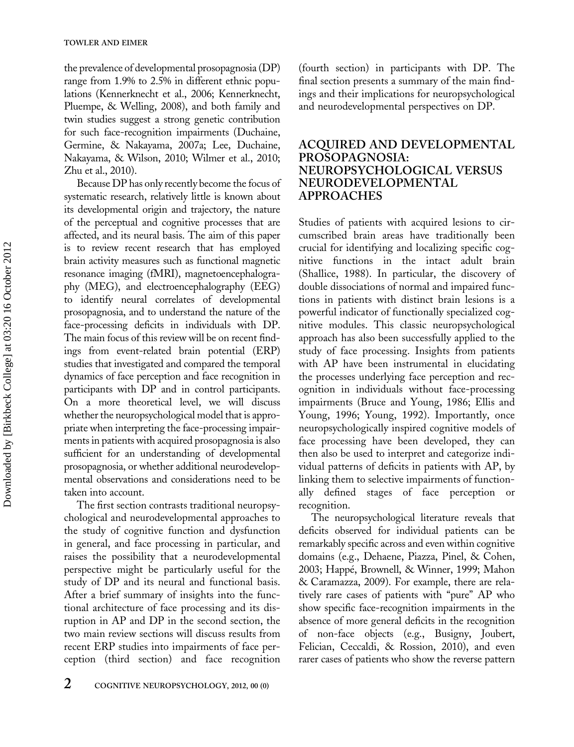the prevalence of developmental prosopagnosia (DP) range from 1.9% to 2.5% in different ethnic populations (Kennerknecht et al., 2006; Kennerknecht, Pluempe, & Welling, 2008), and both family and twin studies suggest a strong genetic contribution for such face-recognition impairments (Duchaine, Germine, & Nakayama, 2007a; Lee, Duchaine, Nakayama, & Wilson, 2010; Wilmer et al., 2010; Zhu et al., 2010).

Because DP has only recently become the focus of systematic research, relatively little is known about its developmental origin and trajectory, the nature of the perceptual and cognitive processes that are affected, and its neural basis. The aim of this paper is to review recent research that has employed brain activity measures such as functional magnetic resonance imaging (fMRI), magnetoencephalography (MEG), and electroencephalography (EEG) to identify neural correlates of developmental prosopagnosia, and to understand the nature of the face-processing deficits in individuals with DP. The main focus of this review will be on recent findings from event-related brain potential (ERP) studies that investigated and compared the temporal dynamics of face perception and face recognition in participants with DP and in control participants. On a more theoretical level, we will discuss whether the neuropsychological model that is appropriate when interpreting the face-processing impairments in patients with acquired prosopagnosia is also sufficient for an understanding of developmental prosopagnosia, or whether additional neurodevelopmental observations and considerations need to be taken into account.

The first section contrasts traditional neuropsychological and neurodevelopmental approaches to the study of cognitive function and dysfunction in general, and face processing in particular, and raises the possibility that a neurodevelopmental perspective might be particularly useful for the study of DP and its neural and functional basis. After a brief summary of insights into the functional architecture of face processing and its disruption in AP and DP in the second section, the two main review sections will discuss results from recent ERP studies into impairments of face perception (third section) and face recognition (fourth section) in participants with DP. The final section presents a summary of the main findings and their implications for neuropsychological and neurodevelopmental perspectives on DP.

## ACQUIRED AND DEVELOPMENTAL PROSOPAGNOSIA: NEUROPSYCHOLOGICAL VERSUS NEURODEVELOPMENTAL APPROACHES

Studies of patients with acquired lesions to circumscribed brain areas have traditionally been crucial for identifying and localizing specific cognitive functions in the intact adult brain (Shallice, 1988). In particular, the discovery of double dissociations of normal and impaired functions in patients with distinct brain lesions is a powerful indicator of functionally specialized cognitive modules. This classic neuropsychological approach has also been successfully applied to the study of face processing. Insights from patients with AP have been instrumental in elucidating the processes underlying face perception and recognition in individuals without face-processing impairments (Bruce and Young, 1986; Ellis and Young, 1996; Young, 1992). Importantly, once neuropsychologically inspired cognitive models of face processing have been developed, they can then also be used to interpret and categorize individual patterns of deficits in patients with AP, by linking them to selective impairments of functionally defined stages of face perception or recognition.

The neuropsychological literature reveals that deficits observed for individual patients can be remarkably specific across and even within cognitive domains (e.g., Dehaene, Piazza, Pinel, & Cohen, 2003; Happé, Brownell, & Winner, 1999; Mahon & Caramazza, 2009). For example, there are relatively rare cases of patients with "pure" AP who show specific face-recognition impairments in the absence of more general deficits in the recognition of non-face objects (e.g., Busigny, Joubert, Felician, Ceccaldi, & Rossion, 2010), and even rarer cases of patients who show the reverse pattern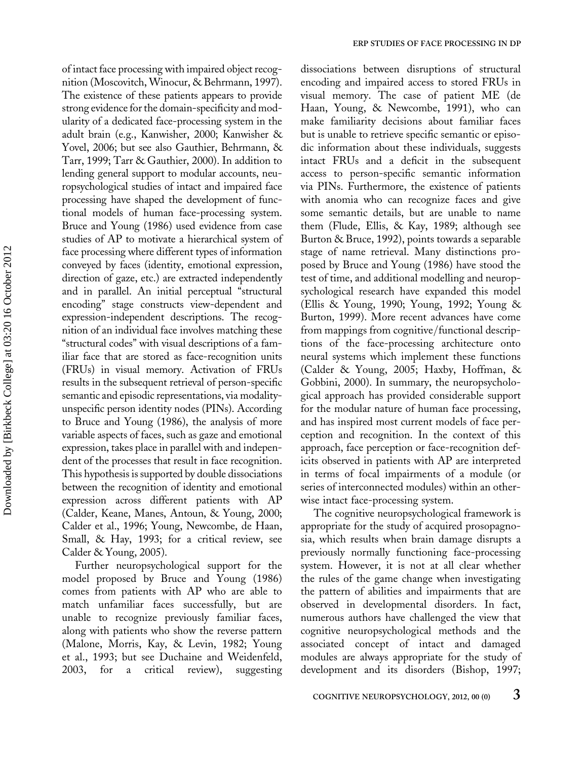of intact face processing with impaired object recognition (Moscovitch, Winocur, & Behrmann, 1997). The existence of these patients appears to provide strong evidence for the domain-specificity and modularity of a dedicated face-processing system in the adult brain (e.g., Kanwisher, 2000; Kanwisher & Yovel, 2006; but see also Gauthier, Behrmann, & Tarr, 1999; Tarr & Gauthier, 2000). In addition to lending general support to modular accounts, neuropsychological studies of intact and impaired face processing have shaped the development of functional models of human face-processing system. Bruce and Young (1986) used evidence from case studies of AP to motivate a hierarchical system of face processing where different types of information conveyed by faces (identity, emotional expression, direction of gaze, etc.) are extracted independently and in parallel. An initial perceptual "structural encoding" stage constructs view-dependent and expression-independent descriptions. The recognition of an individual face involves matching these "structural codes" with visual descriptions of a familiar face that are stored as face-recognition units (FRUs) in visual memory. Activation of FRUs results in the subsequent retrieval of person-specific semantic and episodic representations, via modality-unspecific person identity nodes (PINs). According to Bruce and Young (1986), the analysis of more variable aspects of faces, such as gaze and emotional expression, takes place in parallel with and independent of the processes that result in face recognition. This hypothesis is supported by double dissociations between the recognition of identity and emotional expression across different patients with AP (Calder, Keane, Manes, Antoun, & Young, 2000; Calder et al., 1996; Young, Newcombe, de Haan, Small, & Hay, 1993; for a critical review, see Calder & Young, 2005).

Further neuropsychological support for the model proposed by Bruce and Young (1986) comes from patients with AP who are able to match unfamiliar faces successfully, but are unable to recognize previously familiar faces, along with patients who show the reverse pattern (Malone, Morris, Kay, & Levin, 1982; Young et al., 1993; but see Duchaine and Weidenfeld, 2003, for a critical review), suggesting dissociations between disruptions of structural encoding and impaired access to stored FRUs in visual memory. The case of patient ME (de Haan, Young, & Newcombe, 1991), who can make familiarity decisions about familiar faces but is unable to retrieve specific semantic or episodic information about these individuals, suggests intact FRUs and a deficit in the subsequent access to person-specific semantic information via PINs. Furthermore, the existence of patients with anomia who can recognize faces and give some semantic details, but are unable to name them (Flude, Ellis, & Kay, 1989; although see Burton & Bruce, 1992), points towards a separable stage of name retrieval. Many distinctions proposed by Bruce and Young (1986) have stood the test of time, and additional modelling and neuropsychological research have expanded this model (Ellis & Young, 1990; Young, 1992; Young & Burton, 1999). More recent advances have come from mappings from cognitive/functional descriptions of the face-processing architecture onto neural systems which implement these functions (Calder & Young, 2005; Haxby, Hoffman, & Gobbini, 2000). In summary, the neuropsychological approach has provided considerable support for the modular nature of human face processing, and has inspired most current models of face perception and recognition. In the context of this approach, face perception or face-recognition deficits observed in patients with AP are interpreted in terms of focal impairments of a module (or series of interconnected modules) within an otherwise intact face-processing system.

The cognitive neuropsychological framework is appropriate for the study of acquired prosopagnosia, which results when brain damage disrupts a previously normally functioning face-processing system. However, it is not at all clear whether the rules of the game change when investigating the pattern of abilities and impairments that are observed in developmental disorders. In fact, numerous authors have challenged the view that cognitive neuropsychological methods and the associated concept of intact and damaged modules are always appropriate for the study of development and its disorders (Bishop, 1997;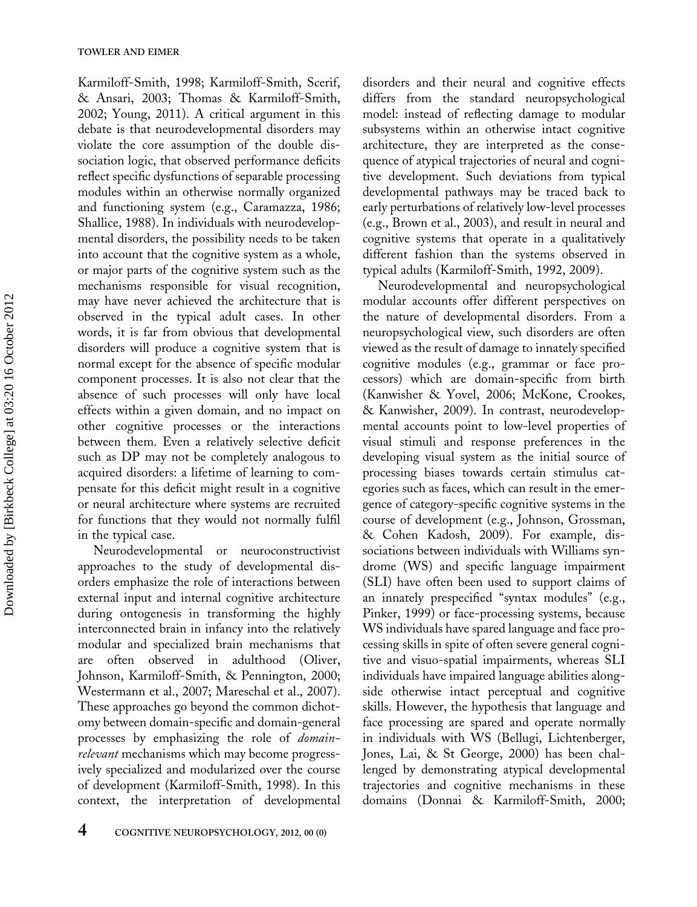Karmiloff-Smith, 1998; Karmiloff-Smith, Scerif, & Ansari, 2003; Thomas & Karmiloff-Smith, 2002; Young, 2011). A critical argument in this debate is that neurodevelopmental disorders may violate the core assumption of the double dissociation logic, that observed performance deficits reflect specific dysfunctions of separable processing modules within an otherwise normally organized and functioning system (e.g., Caramazza, 1986; Shallice, 1988). In individuals with neurodevelopmental disorders, the possibility needs to be taken into account that the cognitive system as a whole, or major parts of the cognitive system such as the mechanisms responsible for visual recognition, may have never achieved the architecture that is observed in the typical adult cases. In other words, it is far from obvious that developmental disorders will produce a cognitive system that is normal except for the absence of specific modular component processes. It is also not clear that the absence of such processes will only have local effects within a given domain, and no impact on other cognitive processes or the interactions between them. Even a relatively selective deficit such as DP may not be completely analogous to acquired disorders: a lifetime of learning to compensate for this deficit might result in a cognitive or neural architecture where systems are recruited for functions that they would not normally fulfil in the typical case.

Neurodevelopmental or neuroconstructivist approaches to the study of developmental disorders emphasize the role of interactions between external input and internal cognitive architecture during ontogenesis in transforming the highly interconnected brain in infancy into the relatively modular and specialized brain mechanisms that are often observed in adulthood (Oliver, Johnson, Karmiloff-Smith, & Pennington, 2000; Westermann et al., 2007; Mareschal et al., 2007). These approaches go beyond the common dichotomy between domain-specific and domain-general processes by emphasizing the role of *domain-relevant* mechanisms which may become progressively specialized and modularized over the course of development (Karmiloff-Smith, 1998). In this context, the interpretation of developmental disorders and their neural and cognitive effects differs from the standard neuropsychological model: instead of reflecting damage to modular subsystems within an otherwise intact cognitive architecture, they are interpreted as the consequence of atypical trajectories of neural and cognitive development. Such deviations from typical developmental pathways may be traced back to early perturbations of relatively low-level processes (e.g., Brown et al., 2003), and result in neural and cognitive systems that operate in a qualitatively different fashion than the systems observed in typical adults (Karmiloff-Smith, 1992, 2009).

Neurodevelopmental and neuropsychological modular accounts offer different perspectives on the nature of developmental disorders. From a neuropsychological view, such disorders are often viewed as the result of damage to innately specified cognitive modules (e.g., grammar or face processors) which are domain-specific from birth (Kanwisher & Yovel, 2006; McKone, Crookes, & Kanwisher, 2009). In contrast, neurodevelopmental accounts point to low-level properties of visual stimuli and response preferences in the developing visual system as the initial source of processing biases towards certain stimulus categories such as faces, which can result in the emergence of category-specific cognitive systems in the course of development (e.g., Johnson, Grossman, & Cohen Kadosh, 2009). For example, dissociations between individuals with Williams syndrome (WS) and specific language impairment (SLI) have often been used to support claims of an innately prespecified "syntax modules" (e.g., Pinker, 1999) or face-processing systems, because WS individuals have spared language and face processing skills in spite of often severe general cognitive and visuo-spatial impairments, whereas SLI individuals have impaired language abilities alongside otherwise intact perceptual and cognitive skills. However, the hypothesis that language and face processing are spared and operate normally in individuals with WS (Bellugi, Lichtenberger, Jones, Lai, & St George, 2000) has been challenged by demonstrating atypical developmental trajectories and cognitive mechanisms in these domains (Donnai & Karmiloff-Smith, 2000;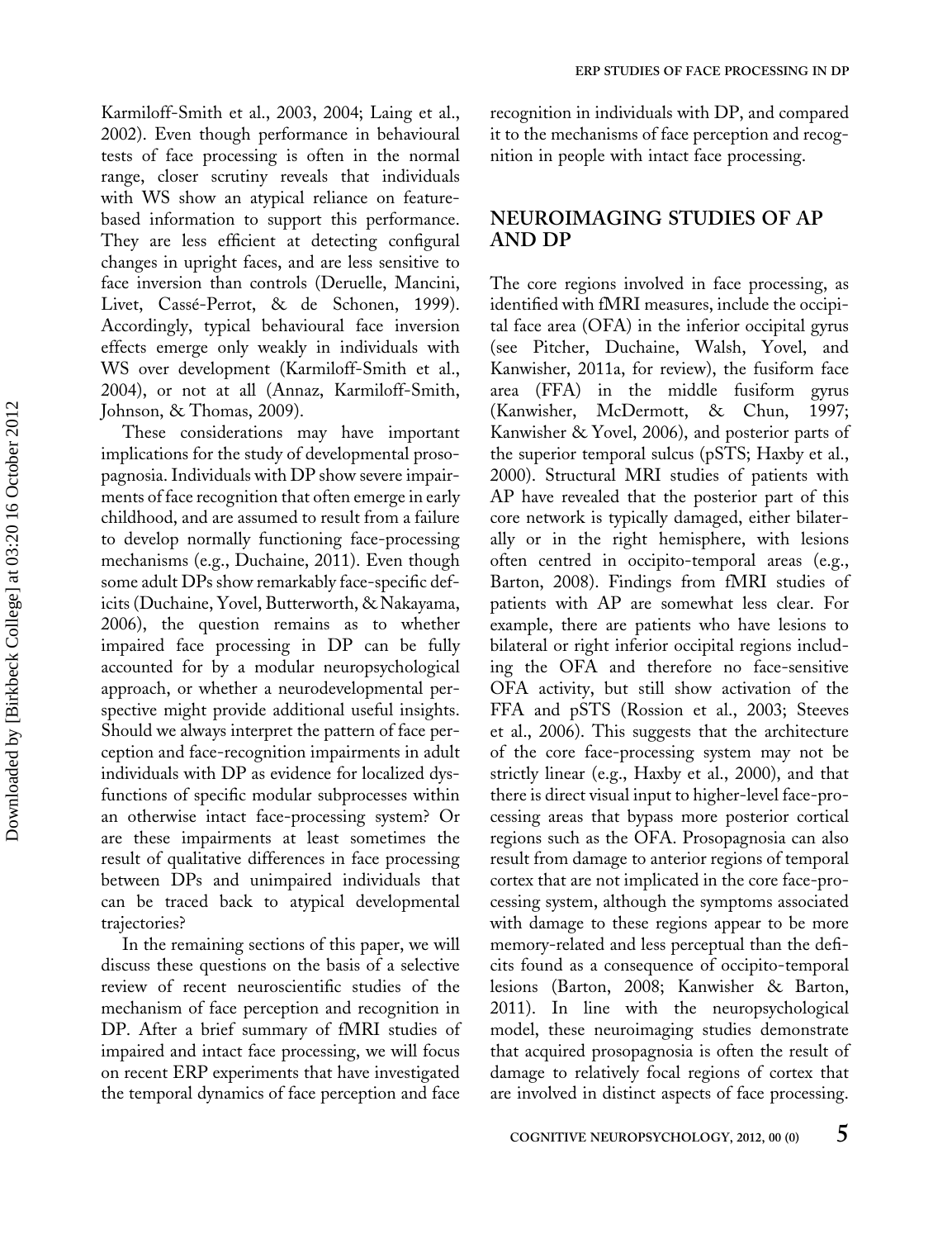Karmiloff-Smith et al., 2003, 2004; Laing et al., 2002). Even though performance in behavioural tests of face processing is often in the normal range, closer scrutiny reveals that individuals with WS show an atypical reliance on feature-based information to support this performance. They are less efficient at detecting configural changes in upright faces, and are less sensitive to face inversion than controls (Deruelle, Mancini, Livet, Cassé-Perrot, & de Schonen, 1999). Accordingly, typical behavioural face inversion effects emerge only weakly in individuals with WS over development (Karmiloff-Smith et al., 2004), or not at all (Annaz, Karmiloff-Smith, Johnson, & Thomas, 2009).

These considerations may have important implications for the study of developmental prosopagnosia. Individuals with DP show severe impairments of face recognition that often emerge in early childhood, and are assumed to result from a failure to develop normally functioning face-processing mechanisms (e.g., Duchaine, 2011). Even though some adult DPs show remarkably face-specific deficits (Duchaine, Yovel, Butterworth, & Nakayama, 2006), the question remains as to whether impaired face processing in DP can be fully accounted for by a modular neuropsychological approach, or whether a neurodevelopmental perspective might provide additional useful insights. Should we always interpret the pattern of face perception and face-recognition impairments in adult individuals with DP as evidence for localized dysfunctions of specific modular subprocesses within an otherwise intact face-processing system? Or are these impairments at least sometimes the result of qualitative differences in face processing between DPs and unimpaired individuals that can be traced back to atypical developmental trajectories?

In the remaining sections of this paper, we will discuss these questions on the basis of a selective review of recent neuroscientific studies of the mechanism of face perception and recognition in DP. After a brief summary of fMRI studies of impaired and intact face processing, we will focus on recent ERP experiments that have investigated the temporal dynamics of face perception and face recognition in individuals with DP, and compared it to the mechanisms of face perception and recognition in people with intact face processing.

## NEUROIMAGING STUDIES OF AP AND DP

The core regions involved in face processing, as identified with fMRI measures, include the occipital face area (OFA) in the inferior occipital gyrus (see Pitcher, Duchaine, Walsh, Yovel, and Kanwisher, 2011a, for review), the fusiform face area (FFA) in the middle fusiform gyrus (Kanwisher, McDermott, & Chun, 1997; Kanwisher & Yovel, 2006), and posterior parts of the superior temporal sulcus (pSTS; Haxby et al., 2000). Structural MRI studies of patients with AP have revealed that the posterior part of this core network is typically damaged, either bilaterally or in the right hemisphere, with lesions often centred in occipito-temporal areas (e.g., Barton, 2008). Findings from fMRI studies of patients with AP are somewhat less clear. For example, there are patients who have lesions to bilateral or right inferior occipital regions including the OFA and therefore no face-sensitive OFA activity, but still show activation of the FFA and pSTS (Rossion et al., 2003; Steeves et al., 2006). This suggests that the architecture of the core face-processing system may not be strictly linear (e.g., Haxby et al., 2000), and that there is direct visual input to higher-level face-processing areas that bypass more posterior cortical regions such as the OFA. Prosopagnosia can also result from damage to anterior regions of temporal cortex that are not implicated in the core face-processing system, although the symptoms associated with damage to these regions appear to be more memory-related and less perceptual than the deficits found as a consequence of occipito-temporal lesions (Barton, 2008; Kanwisher & Barton, 2011). In line with the neuropsychological model, these neuroimaging studies demonstrate that acquired prosopagnosia is often the result of damage to relatively focal regions of cortex that are involved in distinct aspects of face processing.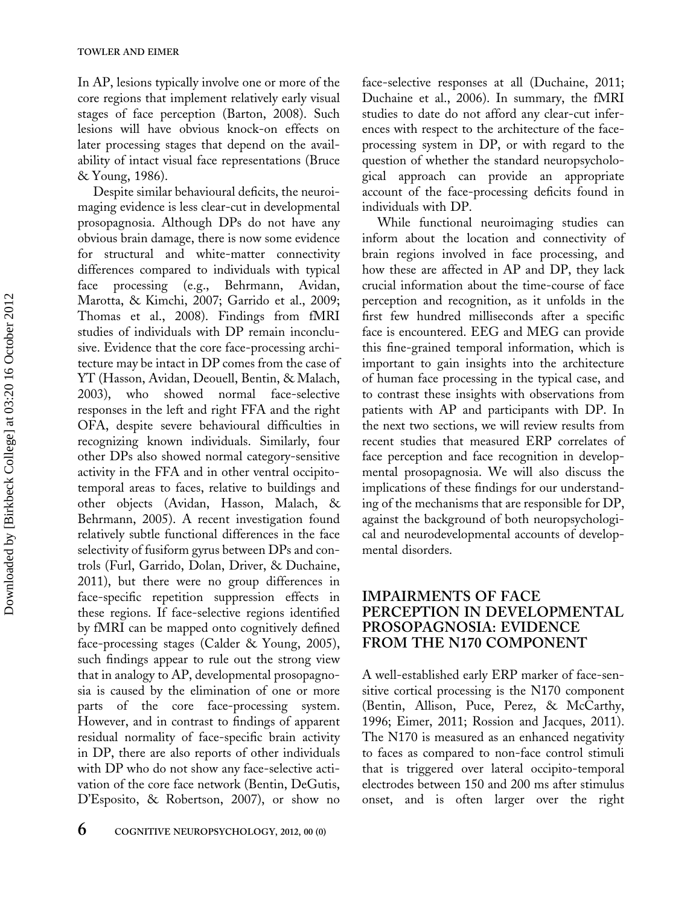In AP, lesions typically involve one or more of the core regions that implement relatively early visual stages of face perception (Barton, 2008). Such lesions will have obvious knock-on effects on later processing stages that depend on the availability of intact visual face representations (Bruce & Young, 1986).

Despite similar behavioural deficits, the neuroimaging evidence is less clear-cut in developmental prosopagnosia. Although DPs do not have any obvious brain damage, there is now some evidence for structural and white-matter connectivity differences compared to individuals with typical face processing (e.g., Behrmann, Avidan, Marotta, & Kimchi, 2007; Garrido et al., 2009; Thomas et al., 2008). Findings from fMRI studies of individuals with DP remain inconclusive. Evidence that the core face-processing architecture may be intact in DP comes from the case of YT (Hasson, Avidan, Deouell, Bentin, & Malach, 2003), who showed normal face-selective responses in the left and right FFA and the right OFA, despite severe behavioural difficulties in recognizing known individuals. Similarly, four other DPs also showed normal category-sensitive activity in the FFA and in other ventral occipito-temporal areas to faces, relative to buildings and other objects (Avidan, Hasson, Malach, & Behrmann, 2005). A recent investigation found relatively subtle functional differences in the face selectivity of fusiform gyrus between DPs and controls (Furl, Garrido, Dolan, Driver, & Duchaine, 2011), but there were no group differences in face-specific repetition suppression effects in these regions. If face-selective regions identified by fMRI can be mapped onto cognitively defined face-processing stages (Calder & Young, 2005), such findings appear to rule out the strong view that in analogy to AP, developmental prosopagnosia is caused by the elimination of one or more parts of the core face-processing system. However, and in contrast to findings of apparent residual normality of face-specific brain activity in DP, there are also reports of other individuals with DP who do not show any face-selective activation of the core face network (Bentin, DeGutis, D'Esposito, & Robertson, 2007), or show no face-selective responses at all (Duchaine, 2011; Duchaine et al., 2006). In summary, the fMRI studies to date do not afford any clear-cut inferences with respect to the architecture of the face-processing system in DP, or with regard to the question of whether the standard neuropsychological approach can provide an appropriate account of the face-processing deficits found in individuals with DP.

While functional neuroimaging studies can inform about the location and connectivity of brain regions involved in face processing, and how these are affected in AP and DP, they lack crucial information about the time-course of face perception and recognition, as it unfolds in the first few hundred milliseconds after a specific face is encountered. EEG and MEG can provide this fine-grained temporal information, which is important to gain insights into the architecture of human face processing in the typical case, and to contrast these insights with observations from patients with AP and participants with DP. In the next two sections, we will review results from recent studies that measured ERP correlates of face perception and face recognition in developmental prosopagnosia. We will also discuss the implications of these findings for our understanding of the mechanisms that are responsible for DP, against the background of both neuropsychological and neurodevelopmental accounts of developmental disorders.

## IMPAIRMENTS OF FACE PERCEPTION IN DEVELOPMENTAL PROSOPAGNOSIA: EVIDENCE FROM THE N170 COMPONENT

A well-established early ERP marker of face-sensitive cortical processing is the N170 component (Bentin, Allison, Puce, Perez, & McCarthy, 1996; Eimer, 2011; Rossion and Jacques, 2011). The N170 is measured as an enhanced negativity to faces as compared to non-face control stimuli that is triggered over lateral occipito-temporal electrodes between 150 and 200 ms after stimulus onset, and is often larger over the right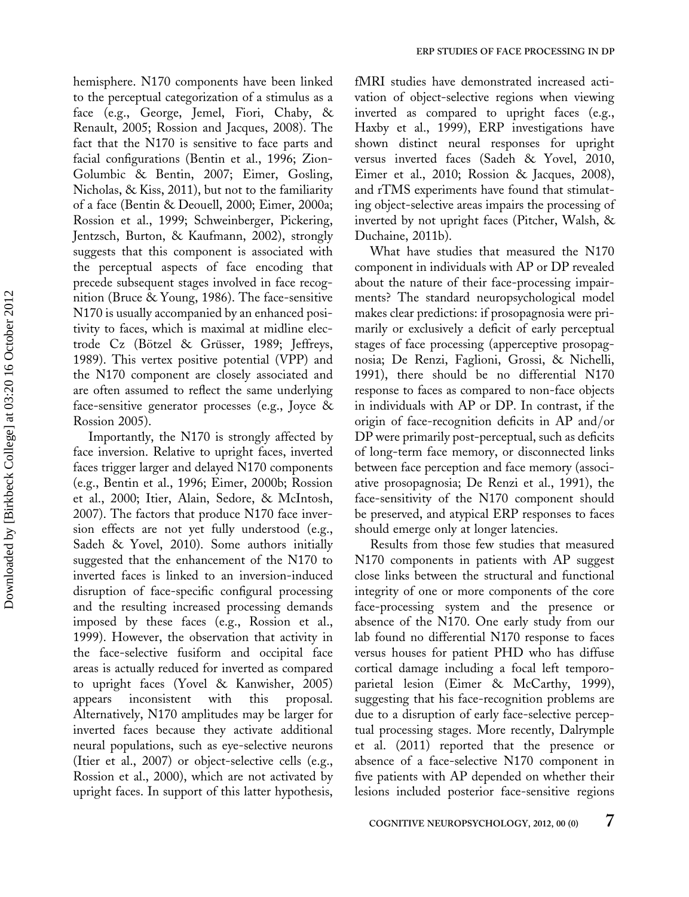hemisphere. N170 components have been linked to the perceptual categorization of a stimulus as a face (e.g., George, Jemel, Fiori, Chaby, & Renault, 2005; Rossion and Jacques, 2008). The fact that the N170 is sensitive to face parts and facial configurations (Bentin et al., 1996; Zion-Golumbic & Bentin, 2007; Eimer, Gosling, Nicholas, & Kiss, 2011), but not to the familiarity of a face (Bentin & Deouell, 2000; Eimer, 2000a; Rossion et al., 1999; Schweinberger, Pickering, Jentzsch, Burton, & Kaufmann, 2002), strongly suggests that this component is associated with the perceptual aspects of face encoding that precede subsequent stages involved in face recognition (Bruce & Young, 1986). The face-sensitive N170 is usually accompanied by an enhanced positivity to faces, which is maximal at midline electrode Cz (Bötzel & Grüsser, 1989; Jeffreys, 1989). This vertex positive potential (VPP) and the N170 component are closely associated and are often assumed to reflect the same underlying face-sensitive generator processes (e.g., Joyce & Rossion 2005).

Importantly, the N170 is strongly affected by face inversion. Relative to upright faces, inverted faces trigger larger and delayed N170 components (e.g., Bentin et al., 1996; Eimer, 2000b; Rossion et al., 2000; Itier, Alain, Sedore, & McIntosh, 2007). The factors that produce N170 face inversion effects are not yet fully understood (e.g., Sadeh & Yovel, 2010). Some authors initially suggested that the enhancement of the N170 to inverted faces is linked to an inversion-induced disruption of face-specific configural processing and the resulting increased processing demands imposed by these faces (e.g., Rossion et al., 1999). However, the observation that activity in the face-selective fusiform and occipital face areas is actually reduced for inverted as compared to upright faces (Yovel & Kanwisher, 2005) appears inconsistent with this proposal. Alternatively, N170 amplitudes may be larger for inverted faces because they activate additional neural populations, such as eye-selective neurons (Itier et al., 2007) or object-selective cells (e.g., Rossion et al., 2000), which are not activated by upright faces. In support of this latter hypothesis, fMRI studies have demonstrated increased activation of object-selective regions when viewing inverted as compared to upright faces (e.g., Haxby et al., 1999), ERP investigations have shown distinct neural responses for upright versus inverted faces (Sadeh & Yovel, 2010, Eimer et al., 2010; Rossion & Jacques, 2008), and rTMS experiments have found that stimulating object-selective areas impairs the processing of inverted by not upright faces (Pitcher, Walsh, & Duchaine, 2011b).

What have studies that measured the N170 component in individuals with AP or DP revealed about the nature of their face-processing impairments? The standard neuropsychological model makes clear predictions: if prosopagnosia were primarily or exclusively a deficit of early perceptual stages of face processing (apperceptive prosopagnosia; De Renzi, Faglioni, Grossi, & Nichelli, 1991), there should be no differential N170 response to faces as compared to non-face objects in individuals with AP or DP. In contrast, if the origin of face-recognition deficits in AP and/or DP were primarily post-perceptual, such as deficits of long-term face memory, or disconnected links between face perception and face memory (associative prosopagnosia; De Renzi et al., 1991), the face-sensitivity of the N170 component should be preserved, and atypical ERP responses to faces should emerge only at longer latencies.

Results from those few studies that measured N170 components in patients with AP suggest close links between the structural and functional integrity of one or more components of the core face-processing system and the presence or absence of the N170. One early study from our lab found no differential N170 response to faces versus houses for patient PHD who has diffuse cortical damage including a focal left temporo-parietal lesion (Eimer & McCarthy, 1999), suggesting that his face-recognition problems are due to a disruption of early face-selective perceptual processing stages. More recently, Dalrymple et al. (2011) reported that the presence or absence of a face-selective N170 component in five patients with AP depended on whether their lesions included posterior face-sensitive regions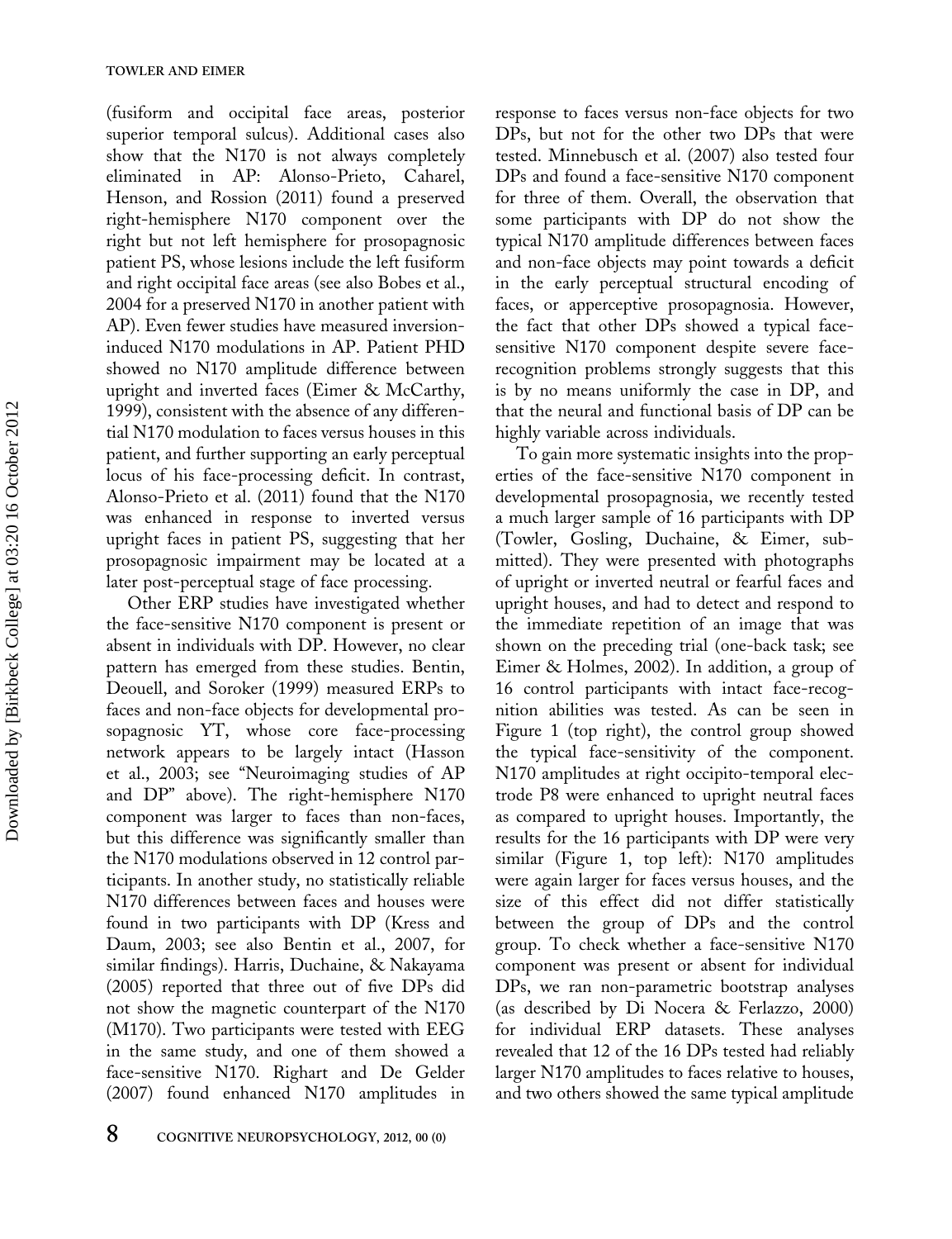(fusiform and occipital face areas, posterior superior temporal sulcus). Additional cases also show that the N170 is not always completely eliminated in AP: Alonso-Prieto, Caharel, Henson, and Rossion (2011) found a preserved right-hemisphere N170 component over the right but not left hemisphere for prosopagnosic patient PS, whose lesions include the left fusiform and right occipital face areas (see also Bobes et al., 2004 for a preserved N170 in another patient with AP). Even fewer studies have measured inversion-induced N170 modulations in AP. Patient PHD showed no N170 amplitude difference between upright and inverted faces (Eimer & McCarthy, 1999), consistent with the absence of any differential N170 modulation to faces versus houses in this patient, and further supporting an early perceptual locus of his face-processing deficit. In contrast, Alonso-Prieto et al. (2011) found that the N170 was enhanced in response to inverted versus upright faces in patient PS, suggesting that her prosopagnosic impairment may be located at a later post-perceptual stage of face processing.

Other ERP studies have investigated whether the face-sensitive N170 component is present or absent in individuals with DP. However, no clear pattern has emerged from these studies. Bentin, Deouell, and Soroker (1999) measured ERPs to faces and non-face objects for developmental prosopagnosic YT, whose core face-processing network appears to be largely intact (Hasson et al., 2003; see "Neuroimaging studies of AP and DP" above). The right-hemisphere N170 component was larger to faces than non-faces, but this difference was significantly smaller than the N170 modulations observed in 12 control participants. In another study, no statistically reliable N170 differences between faces and houses were found in two participants with DP (Kress and Daum, 2003; see also Bentin et al., 2007, for similar findings). Harris, Duchaine, & Nakayama (2005) reported that three out of five DPs did not show the magnetic counterpart of the N170 (M170). Two participants were tested with EEG in the same study, and one of them showed a face-sensitive N170. Righart and De Gelder (2007) found enhanced N170 amplitudes in response to faces versus non-face objects for two DPs, but not for the other two DPs that were tested. Minnebusch et al. (2007) also tested four DPs and found a face-sensitive N170 component for three of them. Overall, the observation that some participants with DP do not show the typical N170 amplitude differences between faces and non-face objects may point towards a deficit in the early perceptual structural encoding of faces, or apperceptive prosopagnosia. However, the fact that other DPs showed a typical face-sensitive N170 component despite severe face-recognition problems strongly suggests that this is by no means uniformly the case in DP, and that the neural and functional basis of DP can be highly variable across individuals.

To gain more systematic insights into the properties of the face-sensitive N170 component in developmental prosopagnosia, we recently tested a much larger sample of 16 participants with DP (Towler, Gosling, Duchaine, & Eimer, submitted). They were presented with photographs of upright or inverted neutral or fearful faces and upright houses, and had to detect and respond to the immediate repetition of an image that was shown on the preceding trial (one-back task; see Eimer & Holmes, 2002). In addition, a group of 16 control participants with intact face-recognition abilities was tested. As can be seen in Figure 1 (top right), the control group showed the typical face-sensitivity of the component. N170 amplitudes at right occipito-temporal electrode P8 were enhanced to upright neutral faces as compared to upright houses. Importantly, the results for the 16 participants with DP were very similar (Figure 1, top left): N170 amplitudes were again larger for faces versus houses, and the size of this effect did not differ statistically between the group of DPs and the control group. To check whether a face-sensitive N170 component was present or absent for individual DPs, we ran non-parametric bootstrap analyses (as described by Di Nocera & Ferlazzo, 2000) for individual ERP datasets. These analyses revealed that 12 of the 16 DPs tested had reliably larger N170 amplitudes to faces relative to houses, and two others showed the same typical amplitude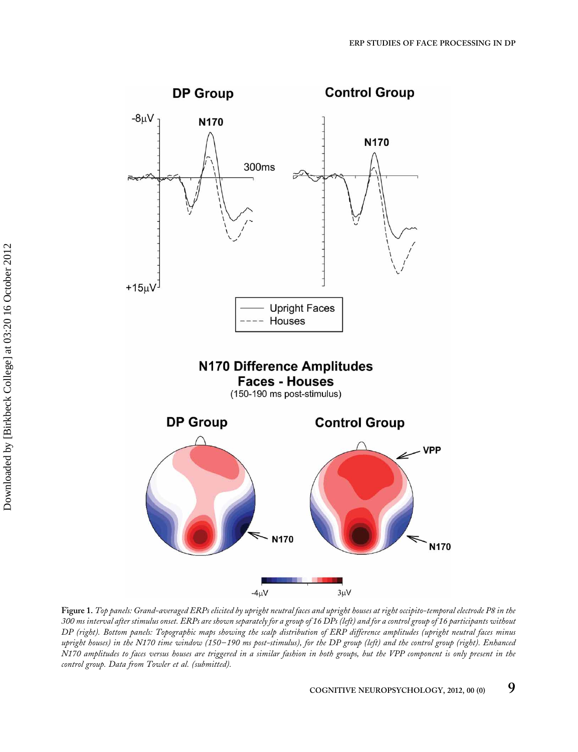**Figure 1.** *Top panels: Grand-averaged ERPs elicited by upright neutral faces and upright houses at right occipito-temporal electrode P8 in the 300 ms interval after stimulus onset. ERPs are shown separately for a group of 16 DPs (left) and for a control group of 16 participants without DP (right). Bottom panels: Topographic maps showing the scalp distribution of ERP difference amplitudes (upright neutral faces minus upright houses) in the N170 time window (150–190 ms post-stimulus), for the DP group (left) and the control group (right). Enhanced N170 amplitudes to faces versus houses are triggered in a similar fashion in both groups, but the VPP component is only present in the control group. Data from Towler et al. (submitted).*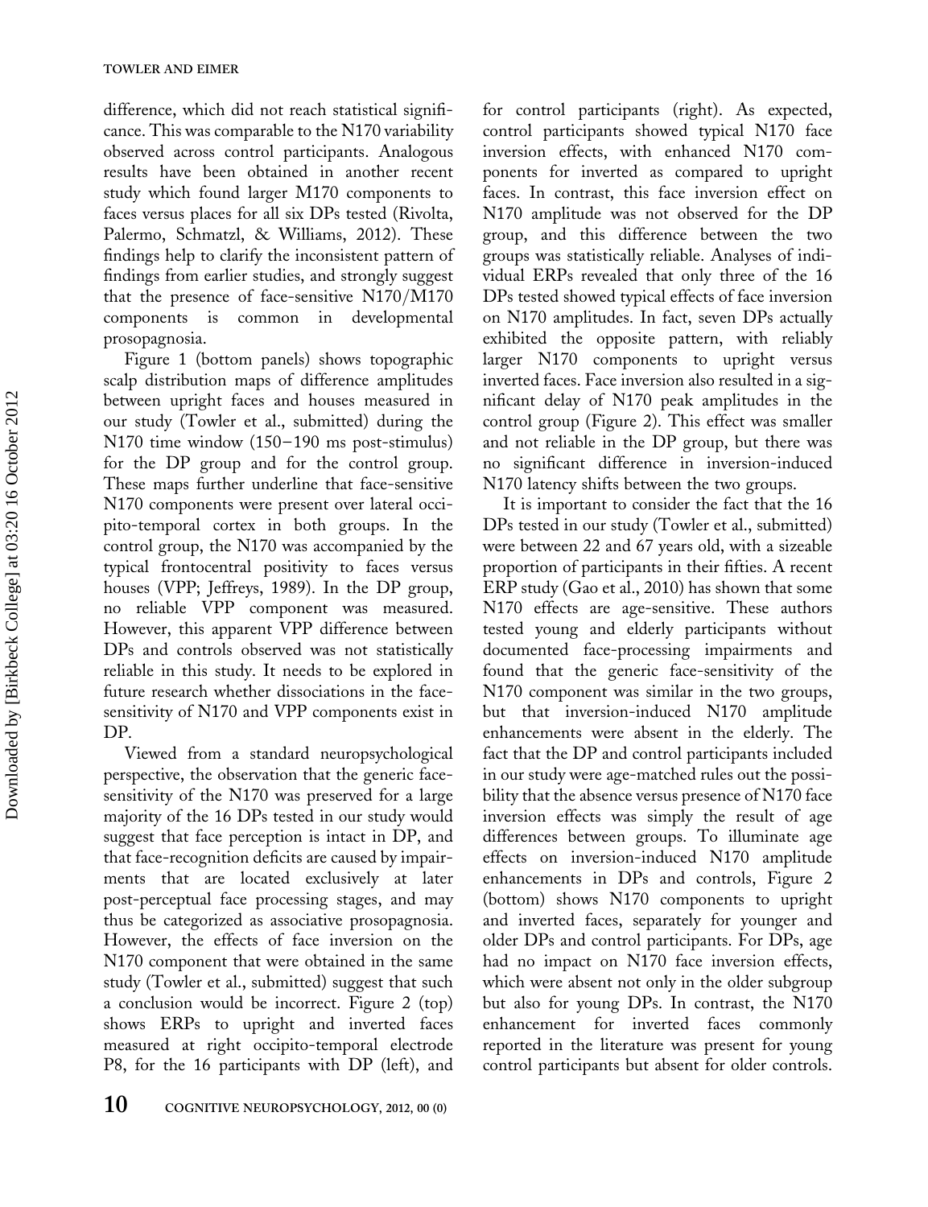difference, which did not reach statistical significance. This was comparable to the N170 variability observed across control participants. Analogous results have been obtained in another recent study which found larger M170 components to faces versus places for all six DPs tested (Rivolta, Palermo, Schmatzl, & Williams, 2012). These findings help to clarify the inconsistent pattern of findings from earlier studies, and strongly suggest that the presence of face-sensitive N170/M170 components is common in developmental prosopagnosia.

Figure 1 (bottom panels) shows topographic scalp distribution maps of difference amplitudes between upright faces and houses measured in our study (Towler et al., submitted) during the N170 time window (150–190 ms post-stimulus) for the DP group and for the control group. These maps further underline that face-sensitive N170 components were present over lateral occipito-temporal cortex in both groups. In the control group, the N170 was accompanied by the typical frontocentral positivity to faces versus houses (VPP; Jeffreys, 1989). In the DP group, no reliable VPP component was measured. However, this apparent VPP difference between DPs and controls observed was not statistically reliable in this study. It needs to be explored in future research whether dissociations in the face-sensitivity of N170 and VPP components exist in DP.

Viewed from a standard neuropsychological perspective, the observation that the generic face-sensitivity of the N170 was preserved for a large majority of the 16 DPs tested in our study would suggest that face perception is intact in DP, and that face-recognition deficits are caused by impairments that are located exclusively at later post-perceptual face processing stages, and may thus be categorized as associative prosopagnosia. However, the effects of face inversion on the N170 component that were obtained in the same study (Towler et al., submitted) suggest that such a conclusion would be incorrect. Figure 2 (top) shows ERPs to upright and inverted faces measured at right occipito-temporal electrode P8, for the 16 participants with DP (left), and for control participants (right). As expected, control participants showed typical N170 face inversion effects, with enhanced N170 components for inverted as compared to upright faces. In contrast, this face inversion effect on N170 amplitude was not observed for the DP group, and this difference between the two groups was statistically reliable. Analyses of individual ERPs revealed that only three of the 16 DPs tested showed typical effects of face inversion on N170 amplitudes. In fact, seven DPs actually exhibited the opposite pattern, with reliably larger N170 components to upright versus inverted faces. Face inversion also resulted in a significant delay of N170 peak amplitudes in the control group (Figure 2). This effect was smaller and not reliable in the DP group, but there was no significant difference in inversion-induced N170 latency shifts between the two groups.

It is important to consider the fact that the 16 DPs tested in our study (Towler et al., submitted) were between 22 and 67 years old, with a sizeable proportion of participants in their fifties. A recent ERP study (Gao et al., 2010) has shown that some N170 effects are age-sensitive. These authors tested young and elderly participants without documented face-processing impairments and found that the generic face-sensitivity of the N170 component was similar in the two groups, but that inversion-induced N170 amplitude enhancements were absent in the elderly. The fact that the DP and control participants included in our study were age-matched rules out the possibility that the absence versus presence of N170 face inversion effects was simply the result of age differences between groups. To illuminate age effects on inversion-induced N170 amplitude enhancements in DPs and controls, Figure 2 (bottom) shows N170 components to upright and inverted faces, separately for younger and older DPs and control participants. For DPs, age had no impact on N170 face inversion effects, which were absent not only in the older subgroup but also for young DPs. In contrast, the N170 enhancement for inverted faces commonly reported in the literature was present for young control participants but absent for older controls.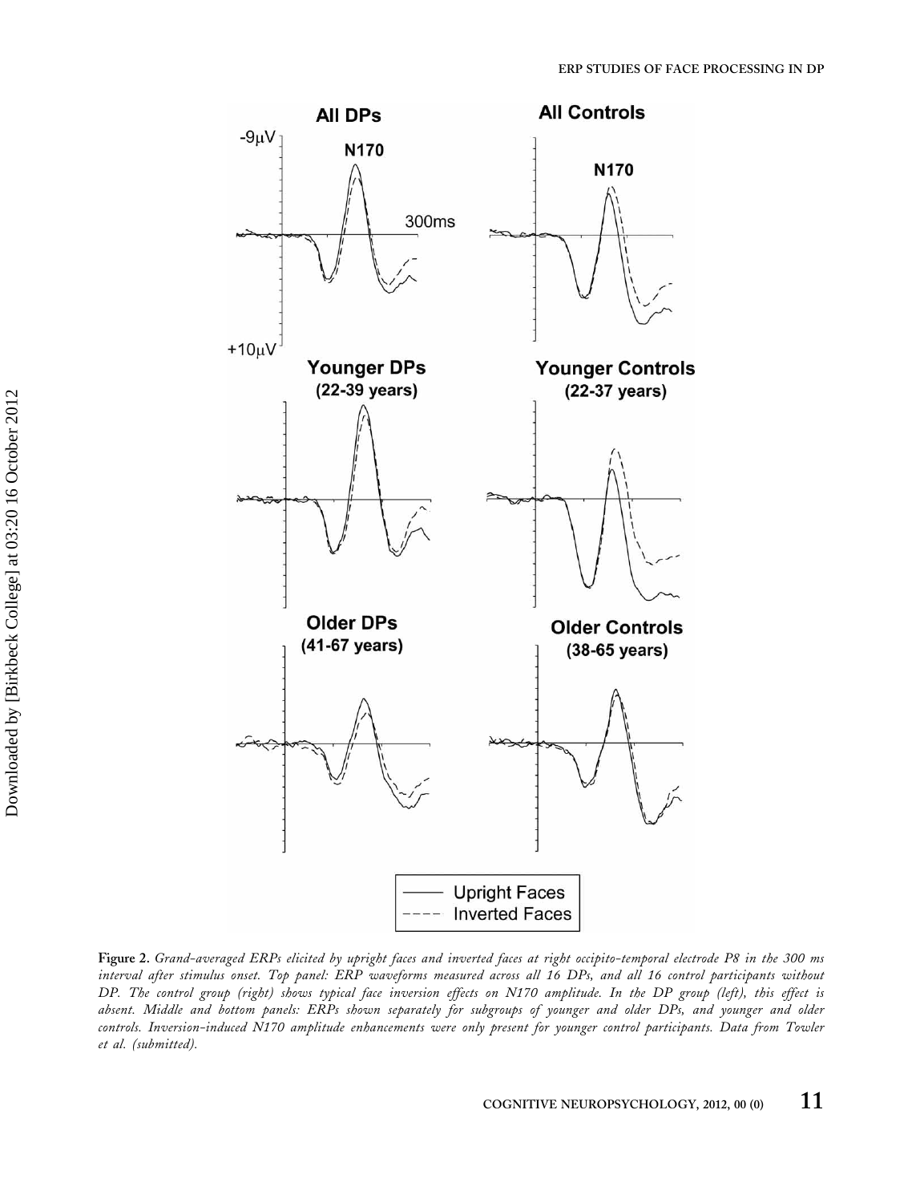**Figure 2.** *Grand-averaged ERPs elicited by upright faces and inverted faces at right occipito-temporal electrode P8 in the 300 ms interval after stimulus onset. Top panel: ERP waveforms measured across all 16 DPs, and all 16 control participants without DP. The control group (right) shows typical face inversion effects on N170 amplitude. In the DP group (left), this effect is absent. Middle and bottom panels: ERPs shown separately for subgroups of younger and older DPs, and younger and older controls. Inversion-induced N170 amplitude enhancements were only present for younger control participants. Data from Towler et al. (submitted).*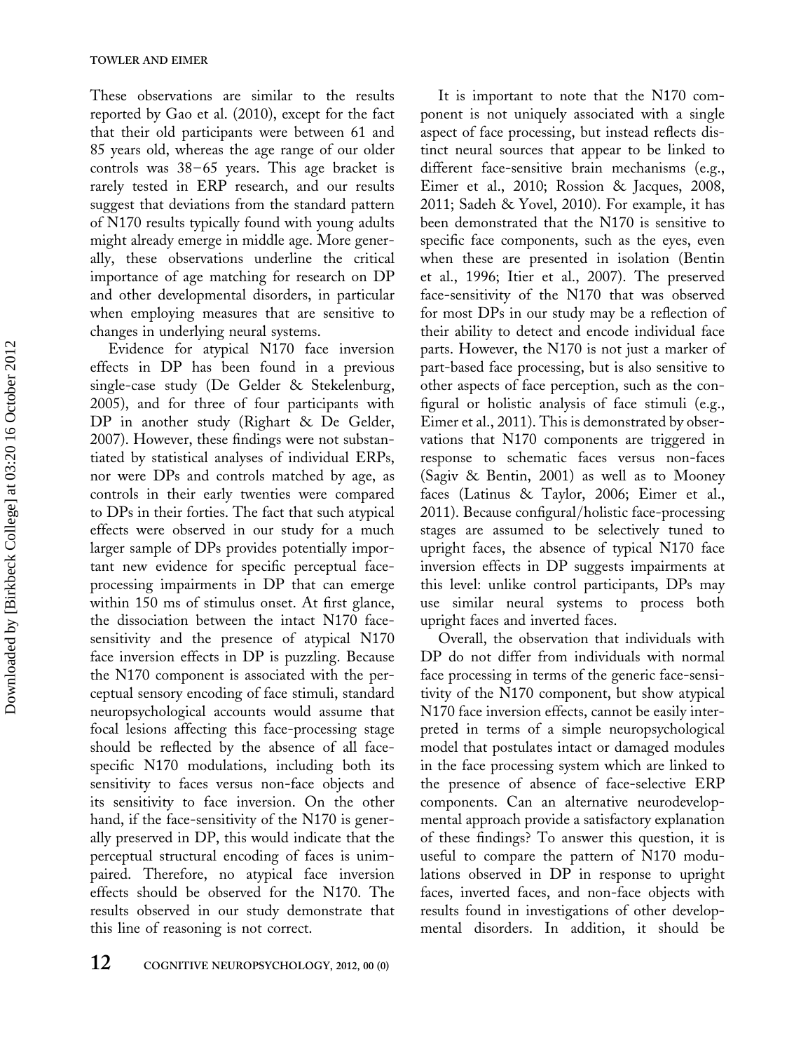These observations are similar to the results reported by Gao et al. (2010), except for the fact that their old participants were between 61 and 85 years old, whereas the age range of our older controls was 38–65 years. This age bracket is rarely tested in ERP research, and our results suggest that deviations from the standard pattern of N170 results typically found with young adults might already emerge in middle age. More generally, these observations underline the critical importance of age matching for research on DP and other developmental disorders, in particular when employing measures that are sensitive to changes in underlying neural systems.

Evidence for atypical N170 face inversion effects in DP has been found in a previous single-case study (De Gelder & Stekelenburg, 2005), and for three of four participants with DP in another study (Righart & De Gelder, 2007). However, these findings were not substantiated by statistical analyses of individual ERPs, nor were DPs and controls matched by age, as controls in their early twenties were compared to DPs in their forties. The fact that such atypical effects were observed in our study for a much larger sample of DPs provides potentially important new evidence for specific perceptual face-processing impairments in DP that can emerge within 150 ms of stimulus onset. At first glance, the dissociation between the intact N170 face-sensitivity and the presence of atypical N170 face inversion effects in DP is puzzling. Because the N170 component is associated with the perceptual sensory encoding of face stimuli, standard neuropsychological accounts would assume that focal lesions affecting this face-processing stage should be reflected by the absence of all face-specific N170 modulations, including both its sensitivity to faces versus non-face objects and its sensitivity to face inversion. On the other hand, if the face-sensitivity of the N170 is generally preserved in DP, this would indicate that the perceptual structural encoding of faces is unimpaired. Therefore, no atypical face inversion effects should be observed for the N170. The results observed in our study demonstrate that this line of reasoning is not correct.

It is important to note that the N170 component is not uniquely associated with a single aspect of face processing, but instead reflects distinct neural sources that appear to be linked to different face-sensitive brain mechanisms (e.g., Eimer et al., 2010; Rossion & Jacques, 2008, 2011; Sadeh & Yovel, 2010). For example, it has been demonstrated that the N170 is sensitive to specific face components, such as the eyes, even when these are presented in isolation (Bentin et al., 1996; Itier et al., 2007). The preserved face-sensitivity of the N170 that was observed for most DPs in our study may be a reflection of their ability to detect and encode individual face parts. However, the N170 is not just a marker of part-based face processing, but is also sensitive to other aspects of face perception, such as the configural or holistic analysis of face stimuli (e.g., Eimer et al., 2011). This is demonstrated by observations that N170 components are triggered in response to schematic faces versus non-faces (Sagiv & Bentin, 2001) as well as to Mooney faces (Latinus & Taylor, 2006; Eimer et al., 2011). Because configural/holistic face-processing stages are assumed to be selectively tuned to upright faces, the absence of typical N170 face inversion effects in DP suggests impairments at this level: unlike control participants, DPs may use similar neural systems to process both upright faces and inverted faces.

Overall, the observation that individuals with DP do not differ from individuals with normal face processing in terms of the generic face-sensitivity of the N170 component, but show atypical N170 face inversion effects, cannot be easily interpreted in terms of a simple neuropsychological model that postulates intact or damaged modules in the face processing system which are linked to the presence of absence of face-selective ERP components. Can an alternative neurodevelopmental approach provide a satisfactory explanation of these findings? To answer this question, it is useful to compare the pattern of N170 modulations observed in DP in response to upright faces, inverted faces, and non-face objects with results found in investigations of other developmental disorders. In addition, it should be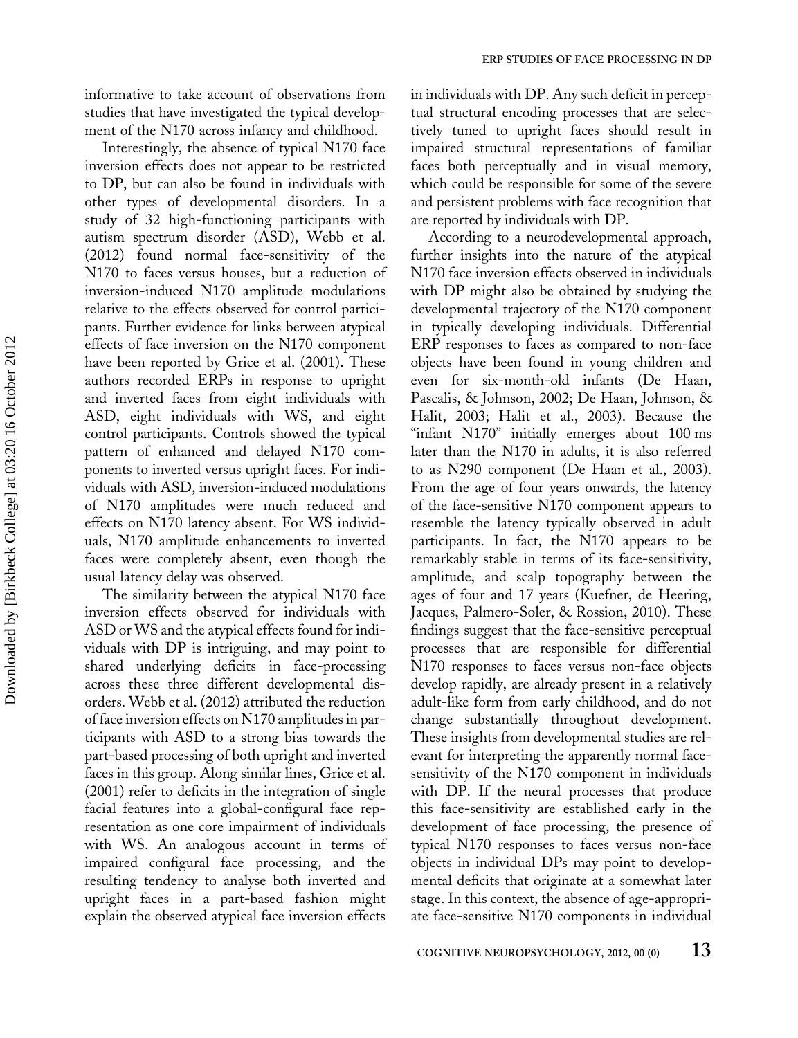informative to take account of observations from studies that have investigated the typical development of the N170 across infancy and childhood.

Interestingly, the absence of typical N170 face inversion effects does not appear to be restricted to DP, but can also be found in individuals with other types of developmental disorders. In a study of 32 high-functioning participants with autism spectrum disorder (ASD), Webb et al. (2012) found normal face-sensitivity of the N170 to faces versus houses, but a reduction of inversion-induced N170 amplitude modulations relative to the effects observed for control participants. Further evidence for links between atypical effects of face inversion on the N170 component have been reported by Grice et al. (2001). These authors recorded ERPs in response to upright and inverted faces from eight individuals with ASD, eight individuals with WS, and eight control participants. Controls showed the typical pattern of enhanced and delayed N170 components to inverted versus upright faces. For individuals with ASD, inversion-induced modulations of N170 amplitudes were much reduced and effects on N170 latency absent. For WS individuals, N170 amplitude enhancements to inverted faces were completely absent, even though the usual latency delay was observed.

The similarity between the atypical N170 face inversion effects observed for individuals with ASD or WS and the atypical effects found for individuals with DP is intriguing, and may point to shared underlying deficits in face-processing across these three different developmental disorders. Webb et al. (2012) attributed the reduction of face inversion effects on N170 amplitudes in participants with ASD to a strong bias towards the part-based processing of both upright and inverted faces in this group. Along similar lines, Grice et al. (2001) refer to deficits in the integration of single facial features into a global-configural face representation as one core impairment of individuals with WS. An analogous account in terms of impaired configural face processing, and the resulting tendency to analyse both inverted and upright faces in a part-based fashion might explain the observed atypical face inversion effects in individuals with DP. Any such deficit in perceptual structural encoding processes that are selectively tuned to upright faces should result in impaired structural representations of familiar faces both perceptually and in visual memory, which could be responsible for some of the severe and persistent problems with face recognition that are reported by individuals with DP.

According to a neurodevelopmental approach, further insights into the nature of the atypical N170 face inversion effects observed in individuals with DP might also be obtained by studying the developmental trajectory of the N170 component in typically developing individuals. Differential ERP responses to faces as compared to non-face objects have been found in young children and even for six-month-old infants (De Haan, Pascalis, & Johnson, 2002; De Haan, Johnson, & Halit, 2003; Halit et al., 2003). Because the "infant N170" initially emerges about 100 ms later than the N170 in adults, it is also referred to as N290 component (De Haan et al., 2003). From the age of four years onwards, the latency of the face-sensitive N170 component appears to resemble the latency typically observed in adult participants. In fact, the N170 appears to be remarkably stable in terms of its face-sensitivity, amplitude, and scalp topography between the ages of four and 17 years (Kuefner, de Heering, Jacques, Palmero-Soler, & Rossion, 2010). These findings suggest that the face-sensitive perceptual processes that are responsible for differential N170 responses to faces versus non-face objects develop rapidly, are already present in a relatively adult-like form from early childhood, and do not change substantially throughout development. These insights from developmental studies are relevant for interpreting the apparently normal face-sensitivity of the N170 component in individuals with DP. If the neural processes that produce this face-sensitivity are established early in the development of face processing, the presence of typical N170 responses to faces versus non-face objects in individual DPs may point to developmental deficits that originate at a somewhat later stage. In this context, the absence of age-appropriate face-sensitive N170 components in individual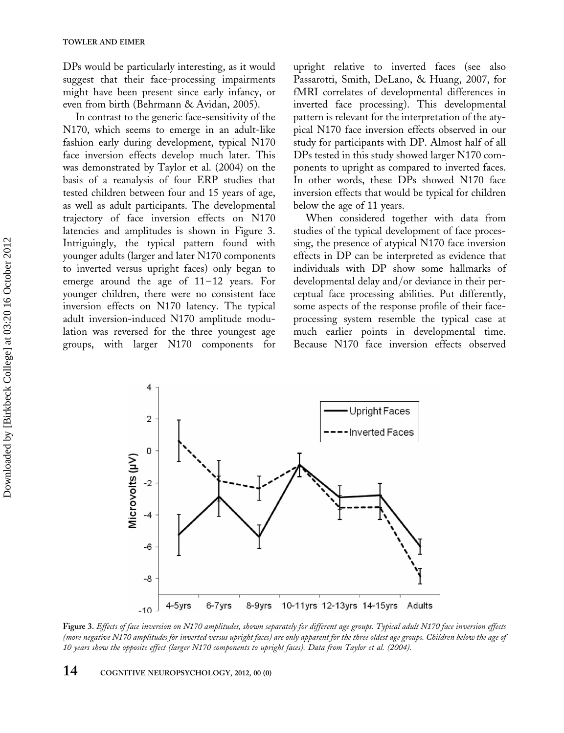DPs would be particularly interesting, as it would suggest that their face-processing impairments might have been present since early infancy, or even from birth (Behrmann & Avidan, 2005).

In contrast to the generic face-sensitivity of the N170, which seems to emerge in an adult-like fashion early during development, typical N170 face inversion effects develop much later. This was demonstrated by Taylor et al. (2004) on the basis of a reanalysis of four ERP studies that tested children between four and 15 years of age, as well as adult participants. The developmental trajectory of face inversion effects on N170 latencies and amplitudes is shown in Figure 3. Intriguingly, the typical pattern found with younger adults (larger and later N170 components to inverted versus upright faces) only began to emerge around the age of 11–12 years. For younger children, there were no consistent face inversion effects on N170 latency. The typical adult inversion-induced N170 amplitude modulation was reversed for the three youngest age groups, with larger N170 components for upright relative to inverted faces (see also Passarotti, Smith, DeLano, & Huang, 2007, for fMRI correlates of developmental differences in inverted face processing). This developmental pattern is relevant for the interpretation of the atypical N170 face inversion effects observed in our study for participants with DP. Almost half of all DPs tested in this study showed larger N170 components to upright as compared to inverted faces. In other words, these DPs showed N170 face inversion effects that would be typical for children below the age of 11 years.

When considered together with data from studies of the typical development of face processing, the presence of atypical N170 face inversion effects in DP can be interpreted as evidence that individuals with DP show some hallmarks of developmental delay and/or deviance in their perceptual face processing abilities. Put differently, some aspects of the response profile of their face-processing system resemble the typical case at much earlier points in developmental time. Because N170 face inversion effects observed

**Figure 3.** *Effects of face inversion on N170 amplitudes, shown separately for different age groups. Typical adult N170 face inversion effects (more negative N170 amplitudes for inverted versus upright faces) are only apparent for the three oldest age groups. Children below the age of 10 years show the opposite effect (larger N170 components to upright faces). Data from Taylor et al. (2004).*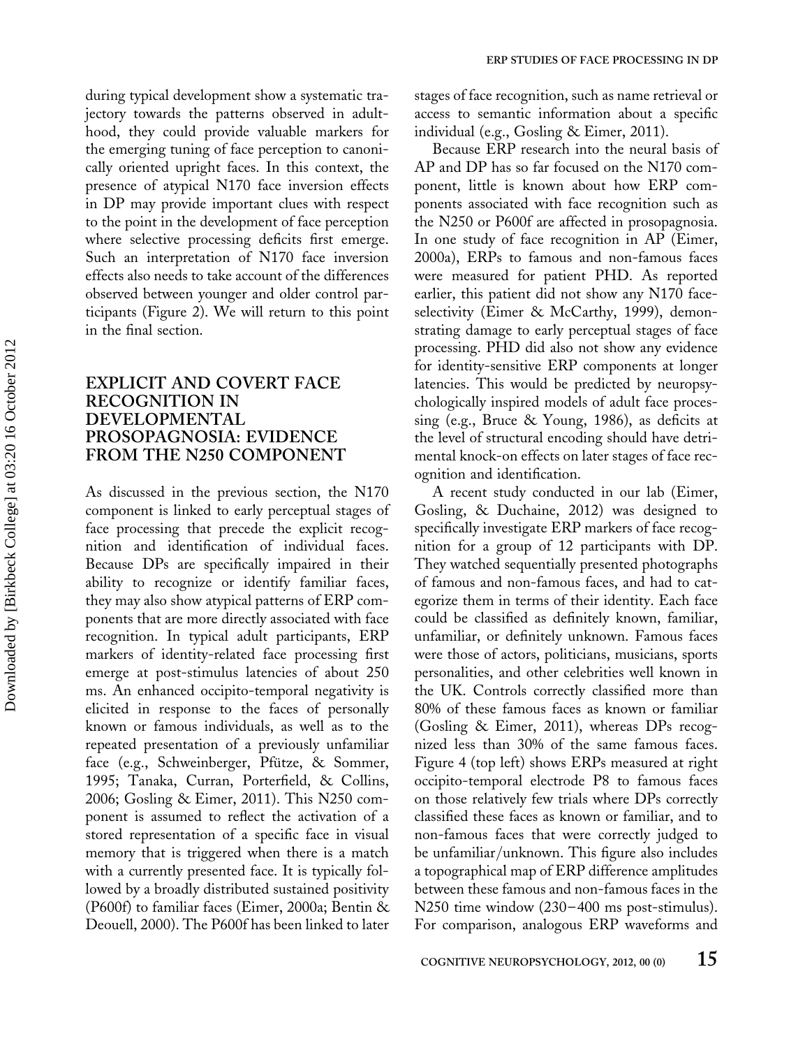during typical development show a systematic trajectory towards the patterns observed in adulthood, they could provide valuable markers for the emerging tuning of face perception to canonically oriented upright faces. In this context, the presence of atypical N170 face inversion effects in DP may provide important clues with respect to the point in the development of face perception where selective processing deficits first emerge. Such an interpretation of N170 face inversion effects also needs to take account of the differences observed between younger and older control participants (Figure 2). We will return to this point in the final section.

## EXPLICIT AND COVERT FACE RECOGNITION IN DEVELOPMENTAL PROSOPAGNOSIA: EVIDENCE FROM THE N250 COMPONENT

As discussed in the previous section, the N170 component is linked to early perceptual stages of face processing that precede the explicit recognition and identification of individual faces. Because DPs are specifically impaired in their ability to recognize or identify familiar faces, they may also show atypical patterns of ERP components that are more directly associated with face recognition. In typical adult participants, ERP markers of identity-related face processing first emerge at post-stimulus latencies of about 250 ms. An enhanced occipito-temporal negativity is elicited in response to the faces of personally known or famous individuals, as well as to the repeated presentation of a previously unfamiliar face (e.g., Schweinberger, Pfütze, & Sommer, 1995; Tanaka, Curran, Porterfield, & Collins, 2006; Gosling & Eimer, 2011). This N250 component is assumed to reflect the activation of a stored representation of a specific face in visual memory that is triggered when there is a match with a currently presented face. It is typically followed by a broadly distributed sustained positivity (P600f) to familiar faces (Eimer, 2000a; Bentin & Deouell, 2000). The P600f has been linked to later stages of face recognition, such as name retrieval or access to semantic information about a specific individual (e.g., Gosling & Eimer, 2011).

Because ERP research into the neural basis of AP and DP has so far focused on the N170 component, little is known about how ERP components associated with face recognition such as the N250 or P600f are affected in prosopagnosia. In one study of face recognition in AP (Eimer, 2000a), ERPs to famous and non-famous faces were measured for patient PHD. As reported earlier, this patient did not show any N170 face-selectivity (Eimer & McCarthy, 1999), demonstrating damage to early perceptual stages of face processing. PHD did also not show any evidence for identity-sensitive ERP components at longer latencies. This would be predicted by neuropsychologically inspired models of adult face processing (e.g., Bruce & Young, 1986), as deficits at the level of structural encoding should have detrimental knock-on effects on later stages of face recognition and identification.

A recent study conducted in our lab (Eimer, Gosling, & Duchaine, 2012) was designed to specifically investigate ERP markers of face recognition for a group of 12 participants with DP. They watched sequentially presented photographs of famous and non-famous faces, and had to categorize them in terms of their identity. Each face could be classified as definitely known, familiar, unfamiliar, or definitely unknown. Famous faces were those of actors, politicians, musicians, sports personalities, and other celebrities well known in the UK. Controls correctly classified more than 80% of these famous faces as known or familiar (Gosling & Eimer, 2011), whereas DPs recognized less than 30% of the same famous faces. Figure 4 (top left) shows ERPs measured at right occipito-temporal electrode P8 to famous faces on those relatively few trials where DPs correctly classified these faces as known or familiar, and to non-famous faces that were correctly judged to be unfamiliar/unknown. This figure also includes a topographical map of ERP difference amplitudes between these famous and non-famous faces in the N250 time window (230–400 ms post-stimulus). For comparison, analogous ERP waveforms and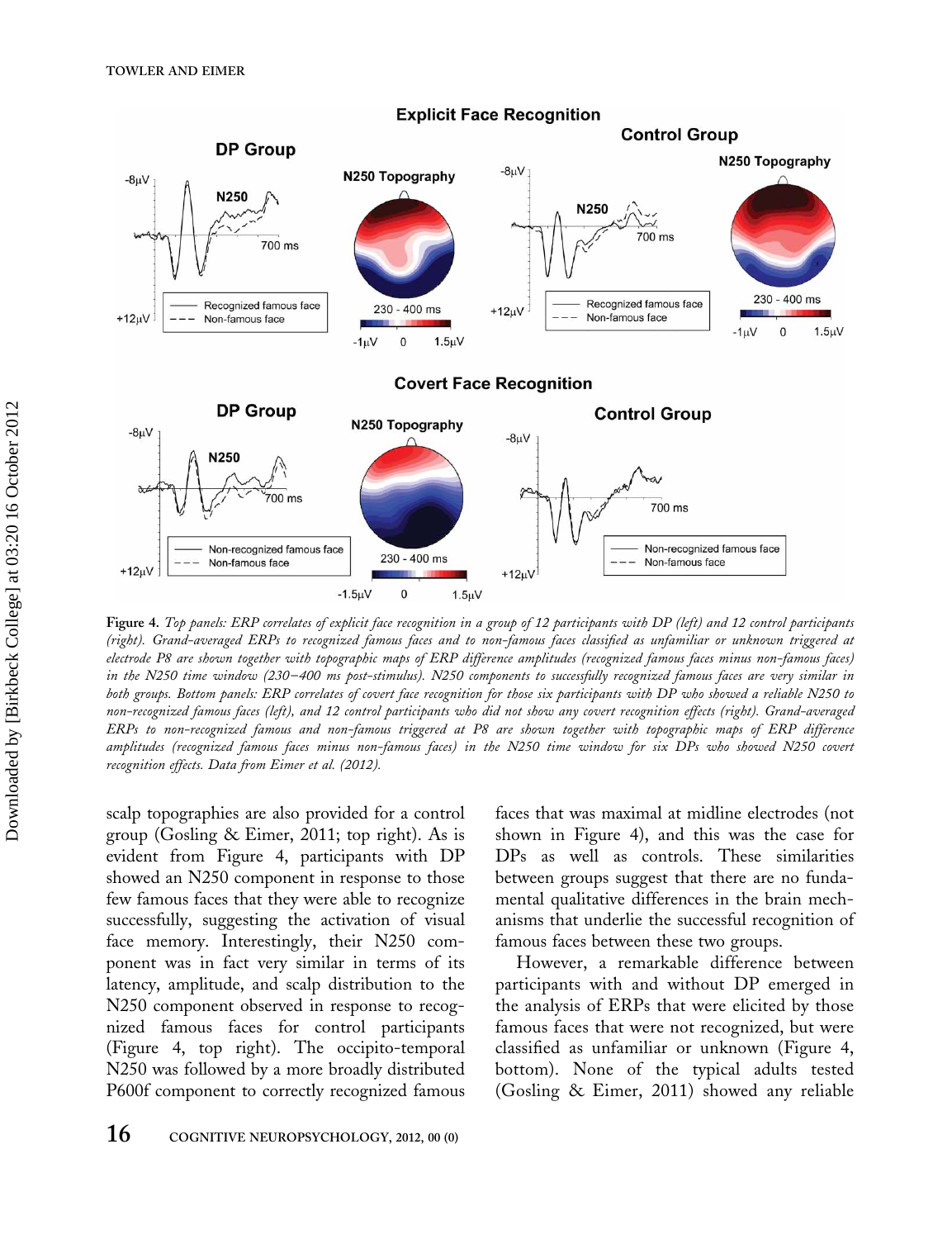**Figure 4.** *Top panels: ERP correlates of explicit face recognition in a group of 12 participants with DP (left) and 12 control participants (right). Grand-averaged ERPs to recognized famous faces and to non-famous faces classified as unfamiliar or unknown triggered at electrode P8 are shown together with topographic maps of ERP difference amplitudes (recognized famous faces minus non-famous faces) in the N250 time window (230–400 ms post-stimulus). N250 components to successfully recognized famous faces are very similar in both groups. Bottom panels: ERP correlates of covert face recognition for those six participants with DP who showed a reliable N250 to non-recognized famous faces (left), and 12 control participants who did not show any covert recognition effects (right). Grand-averaged ERPs to non-recognized famous and non-famous triggered at P8 are shown together with topographic maps of ERP difference amplitudes (recognized famous faces minus non-famous faces) in the N250 time window for six DPs who showed N250 covert recognition effects. Data from Eimer et al. (2012).*

scalp topographies are also provided for a control group (Gosling & Eimer, 2011; top right). As is evident from Figure 4, participants with DP showed an N250 component in response to those few famous faces that they were able to recognize successfully, suggesting the activation of visual face memory. Interestingly, their N250 component was in fact very similar in terms of its latency, amplitude, and scalp distribution to the N250 component observed in response to recognized famous faces for control participants (Figure 4, top right). The occipito-temporal N250 was followed by a more broadly distributed P600f component to correctly recognized famous faces that was maximal at midline electrodes (not shown in Figure 4), and this was the case for DPs as well as controls. These similarities between groups suggest that there are no fundamental qualitative differences in the brain mechanisms that underlie the successful recognition of famous faces between these two groups.

However, a remarkable difference between participants with and without DP emerged in the analysis of ERPs that were elicited by those famous faces that were not recognized, but were classified as unfamiliar or unknown (Figure 4, bottom). None of the typical adults tested (Gosling & Eimer, 2011) showed any reliable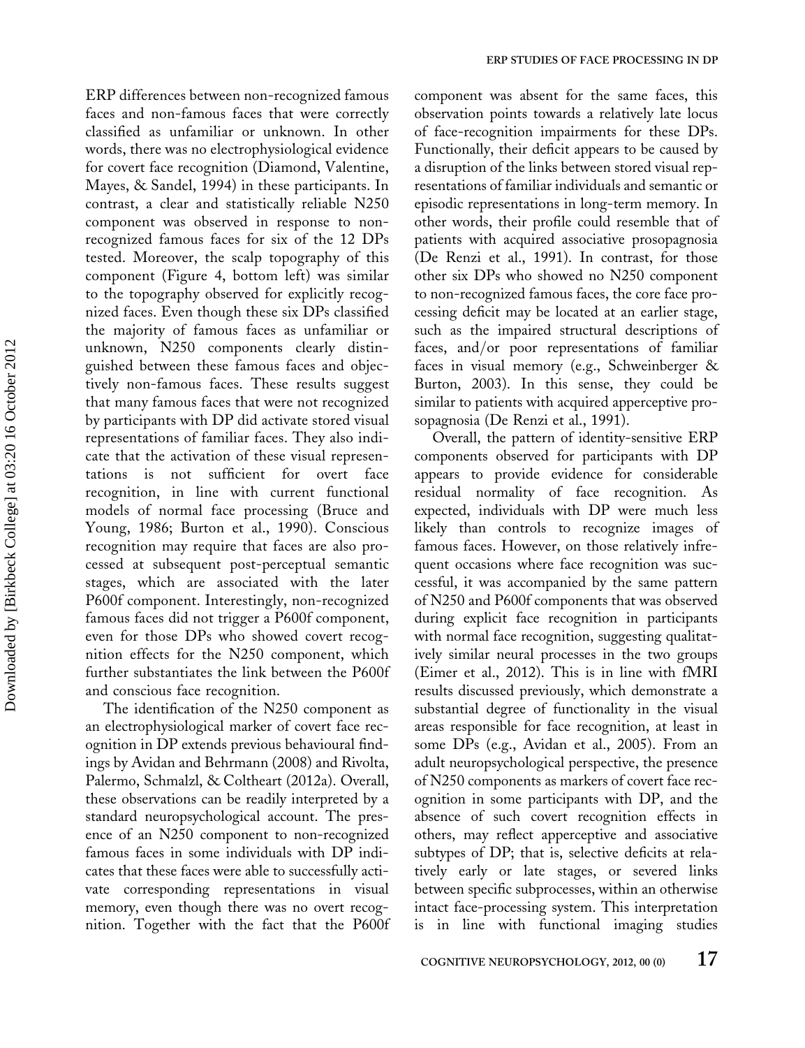ERP differences between non-recognized famous faces and non-famous faces that were correctly classified as unfamiliar or unknown. In other words, there was no electrophysiological evidence for covert face recognition (Diamond, Valentine, Mayes, & Sandel, 1994) in these participants. In contrast, a clear and statistically reliable N250 component was observed in response to non-recognized famous faces for six of the 12 DPs tested. Moreover, the scalp topography of this component (Figure 4, bottom left) was similar to the topography observed for explicitly recognized faces. Even though these six DPs classified the majority of famous faces as unfamiliar or unknown, N250 components clearly distinguished between these famous faces and objectively non-famous faces. These results suggest that many famous faces that were not recognized by participants with DP did activate stored visual representations of familiar faces. They also indicate that the activation of these visual representations is not sufficient for overt face recognition, in line with current functional models of normal face processing (Bruce and Young, 1986; Burton et al., 1990). Conscious recognition may require that faces are also processed at subsequent post-perceptual semantic stages, which are associated with the later P600f component. Interestingly, non-recognized famous faces did not trigger a P600f component, even for those DPs who showed covert recognition effects for the N250 component, which further substantiates the link between the P600f and conscious face recognition.

The identification of the N250 component as an electrophysiological marker of covert face recognition in DP extends previous behavioural findings by Avidan and Behrmann (2008) and Rivolta, Palermo, Schmalzl, & Coltheart (2012a). Overall, these observations can be readily interpreted by a standard neuropsychological account. The presence of an N250 component to non-recognized famous faces in some individuals with DP indicates that these faces were able to successfully activate corresponding representations in visual memory, even though there was no overt recognition. Together with the fact that the P600f component was absent for the same faces, this observation points towards a relatively late locus of face-recognition impairments for these DPs. Functionally, their deficit appears to be caused by a disruption of the links between stored visual representations of familiar individuals and semantic or episodic representations in long-term memory. In other words, their profile could resemble that of patients with acquired associative prosopagnosia (De Renzi et al., 1991). In contrast, for those other six DPs who showed no N250 component to non-recognized famous faces, the core face processing deficit may be located at an earlier stage, such as the impaired structural descriptions of faces, and/or poor representations of familiar faces in visual memory (e.g., Schweinberger & Burton, 2003). In this sense, they could be similar to patients with acquired apperceptive prosopagnosia (De Renzi et al., 1991).

Overall, the pattern of identity-sensitive ERP components observed for participants with DP appears to provide evidence for considerable residual normality of face recognition. As expected, individuals with DP were much less likely than controls to recognize images of famous faces. However, on those relatively infrequent occasions where face recognition was successful, it was accompanied by the same pattern of N250 and P600f components that was observed during explicit face recognition in participants with normal face recognition, suggesting qualitatively similar neural processes in the two groups (Eimer et al., 2012). This is in line with fMRI results discussed previously, which demonstrate a substantial degree of functionality in the visual areas responsible for face recognition, at least in some DPs (e.g., Avidan et al., 2005). From an adult neuropsychological perspective, the presence of N250 components as markers of covert face recognition in some participants with DP, and the absence of such covert recognition effects in others, may reflect apperceptive and associative subtypes of DP; that is, selective deficits at relatively early or late stages, or severed links between specific subprocesses, within an otherwise intact face-processing system. This interpretation is in line with functional imaging studies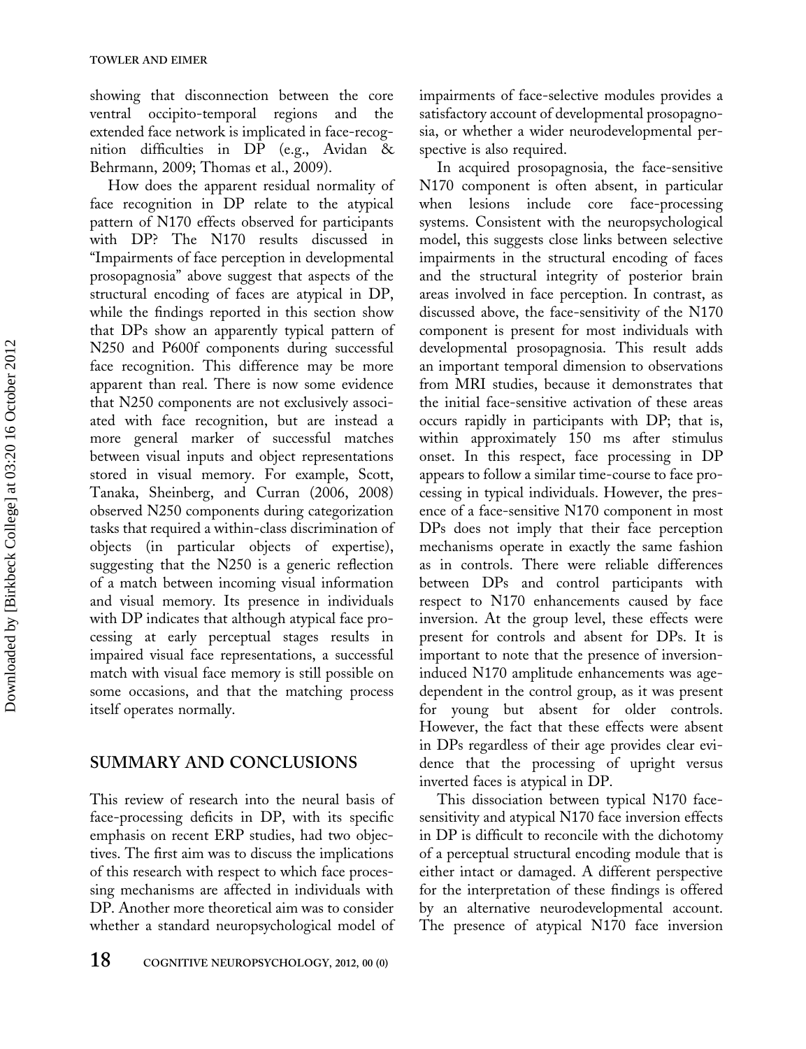showing that disconnection between the core ventral occipito-temporal regions and the extended face network is implicated in face-recognition difficulties in DP (e.g., Avidan & Behrmann, 2009; Thomas et al., 2009).

How does the apparent residual normality of face recognition in DP relate to the atypical pattern of N170 effects observed for participants with DP? The N170 results discussed in "Impairments of face perception in developmental prosopagnosia" above suggest that aspects of the structural encoding of faces are atypical in DP, while the findings reported in this section show that DPs show an apparently typical pattern of N250 and P600f components during successful face recognition. This difference may be more apparent than real. There is now some evidence that N250 components are not exclusively associated with face recognition, but are instead a more general marker of successful matches between visual inputs and object representations stored in visual memory. For example, Scott, Tanaka, Sheinberg, and Curran (2006, 2008) observed N250 components during categorization tasks that required a within-class discrimination of objects (in particular objects of expertise), suggesting that the N250 is a generic reflection of a match between incoming visual information and visual memory. Its presence in individuals with DP indicates that although atypical face processing at early perceptual stages results in impaired visual face representations, a successful match with visual face memory is still possible on some occasions, and that the matching process itself operates normally.

## SUMMARY AND CONCLUSIONS

This review of research into the neural basis of face-processing deficits in DP, with its specific emphasis on recent ERP studies, had two objectives. The first aim was to discuss the implications of this research with respect to which face processing mechanisms are affected in individuals with DP. Another more theoretical aim was to consider whether a standard neuropsychological model of impairments of face-selective modules provides a satisfactory account of developmental prosopagnosia, or whether a wider neurodevelopmental perspective is also required.

In acquired prosopagnosia, the face-sensitive N170 component is often absent, in particular when lesions include core face-processing systems. Consistent with the neuropsychological model, this suggests close links between selective impairments in the structural encoding of faces and the structural integrity of posterior brain areas involved in face perception. In contrast, as discussed above, the face-sensitivity of the N170 component is present for most individuals with developmental prosopagnosia. This result adds an important temporal dimension to observations from MRI studies, because it demonstrates that the initial face-sensitive activation of these areas occurs rapidly in participants with DP; that is, within approximately 150 ms after stimulus onset. In this respect, face processing in DP appears to follow a similar time-course to face processing in typical individuals. However, the presence of a face-sensitive N170 component in most DPs does not imply that their face perception mechanisms operate in exactly the same fashion as in controls. There were reliable differences between DPs and control participants with respect to N170 enhancements caused by face inversion. At the group level, these effects were present for controls and absent for DPs. It is important to note that the presence of inversion-induced N170 amplitude enhancements was age-dependent in the control group, as it was present for young but absent for older controls. However, the fact that these effects were absent in DPs regardless of their age provides clear evidence that the processing of upright versus inverted faces is atypical in DP.

This dissociation between typical N170 face-sensitivity and atypical N170 face inversion effects in DP is difficult to reconcile with the dichotomy of a perceptual structural encoding module that is either intact or damaged. A different perspective for the interpretation of these findings is offered by an alternative neurodevelopmental account. The presence of atypical N170 face inversion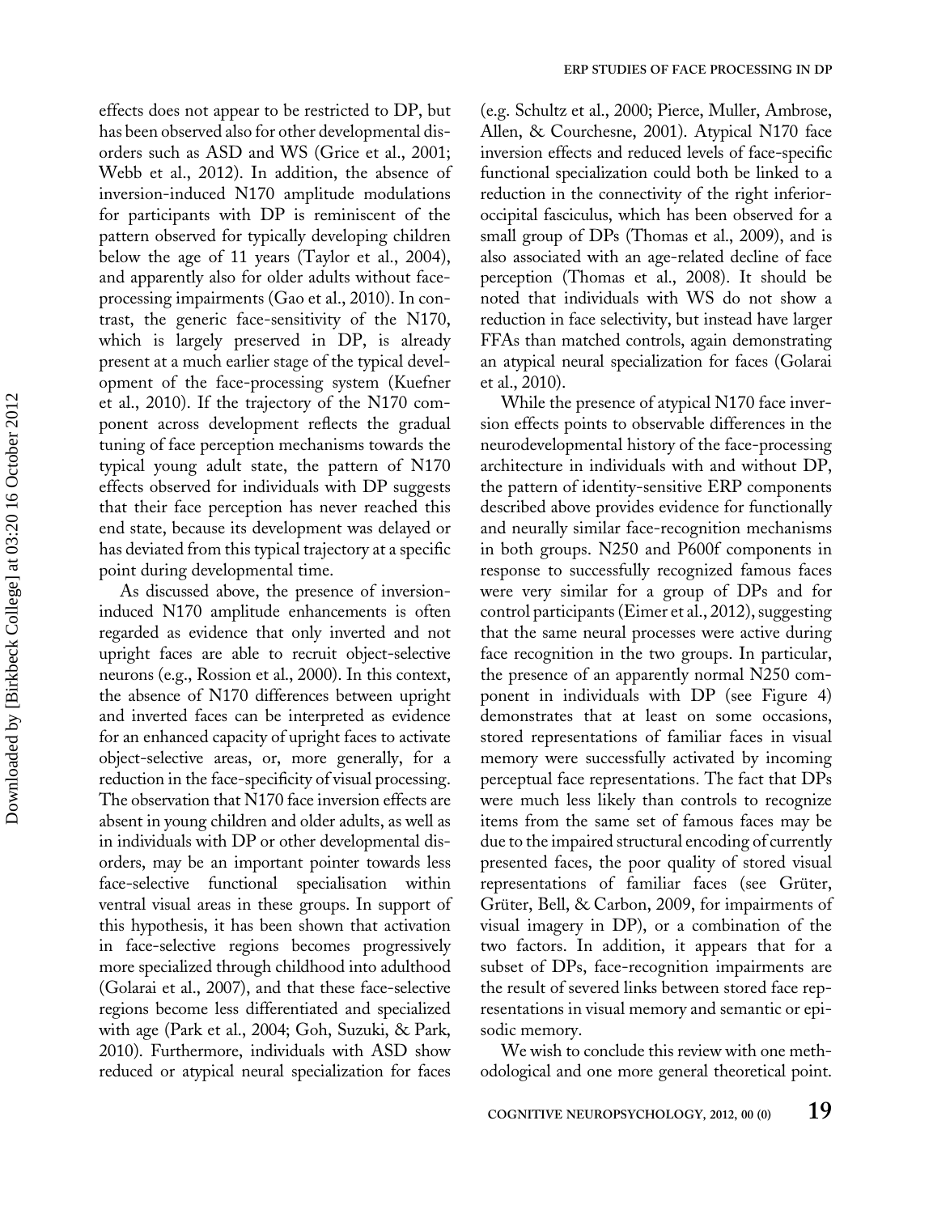effects does not appear to be restricted to DP, but has been observed also for other developmental disorders such as ASD and WS (Grice et al., 2001; Webb et al., 2012). In addition, the absence of inversion-induced N170 amplitude modulations for participants with DP is reminiscent of the pattern observed for typically developing children below the age of 11 years (Taylor et al., 2004), and apparently also for older adults without face-processing impairments (Gao et al., 2010). In contrast, the generic face-sensitivity of the N170, which is largely preserved in DP, is already present at a much earlier stage of the typical development of the face-processing system (Kuefner et al., 2010). If the trajectory of the N170 component across development reflects the gradual tuning of face perception mechanisms towards the typical young adult state, the pattern of N170 effects observed for individuals with DP suggests that their face perception has never reached this end state, because its development was delayed or has deviated from this typical trajectory at a specific point during developmental time.

As discussed above, the presence of inversion-induced N170 amplitude enhancements is often regarded as evidence that only inverted and not upright faces are able to recruit object-selective neurons (e.g., Rossion et al., 2000). In this context, the absence of N170 differences between upright and inverted faces can be interpreted as evidence for an enhanced capacity of upright faces to activate object-selective areas, or, more generally, for a reduction in the face-specificity of visual processing. The observation that N170 face inversion effects are absent in young children and older adults, as well as in individuals with DP or other developmental disorders, may be an important pointer towards less face-selective functional specialisation within ventral visual areas in these groups. In support of this hypothesis, it has been shown that activation in face-selective regions becomes progressively more specialized through childhood into adulthood (Golarai et al., 2007), and that these face-selective regions become less differentiated and specialized with age (Park et al., 2004; Goh, Suzuki, & Park, 2010). Furthermore, individuals with ASD show reduced or atypical neural specialization for faces (e.g. Schultz et al., 2000; Pierce, Muller, Ambrose, Allen, & Courchesne, 2001). Atypical N170 face inversion effects and reduced levels of face-specific functional specialization could both be linked to a reduction in the connectivity of the right inferior-occipital fasciculus, which has been observed for a small group of DPs (Thomas et al., 2009), and is also associated with an age-related decline of face perception (Thomas et al., 2008). It should be noted that individuals with WS do not show a reduction in face selectivity, but instead have larger FFAs than matched controls, again demonstrating an atypical neural specialization for faces (Golarai et al., 2010).

While the presence of atypical N170 face inversion effects points to observable differences in the neurodevelopmental history of the face-processing architecture in individuals with and without DP, the pattern of identity-sensitive ERP components described above provides evidence for functionally and neurally similar face-recognition mechanisms in both groups. N250 and P600f components in response to successfully recognized famous faces were very similar for a group of DPs and for control participants (Eimer et al., 2012), suggesting that the same neural processes were active during face recognition in the two groups. In particular, the presence of an apparently normal N250 component in individuals with DP (see Figure 4) demonstrates that at least on some occasions, stored representations of familiar faces in visual memory were successfully activated by incoming perceptual face representations. The fact that DPs were much less likely than controls to recognize items from the same set of famous faces may be due to the impaired structural encoding of currently presented faces, the poor quality of stored visual representations of familiar faces (see Grüter, Grüter, Bell, & Carbon, 2009, for impairments of visual imagery in DP), or a combination of the two factors. In addition, it appears that for a subset of DPs, face-recognition impairments are the result of severed links between stored face representations in visual memory and semantic or episodic memory.

We wish to conclude this review with one methodological and one more general theoretical point.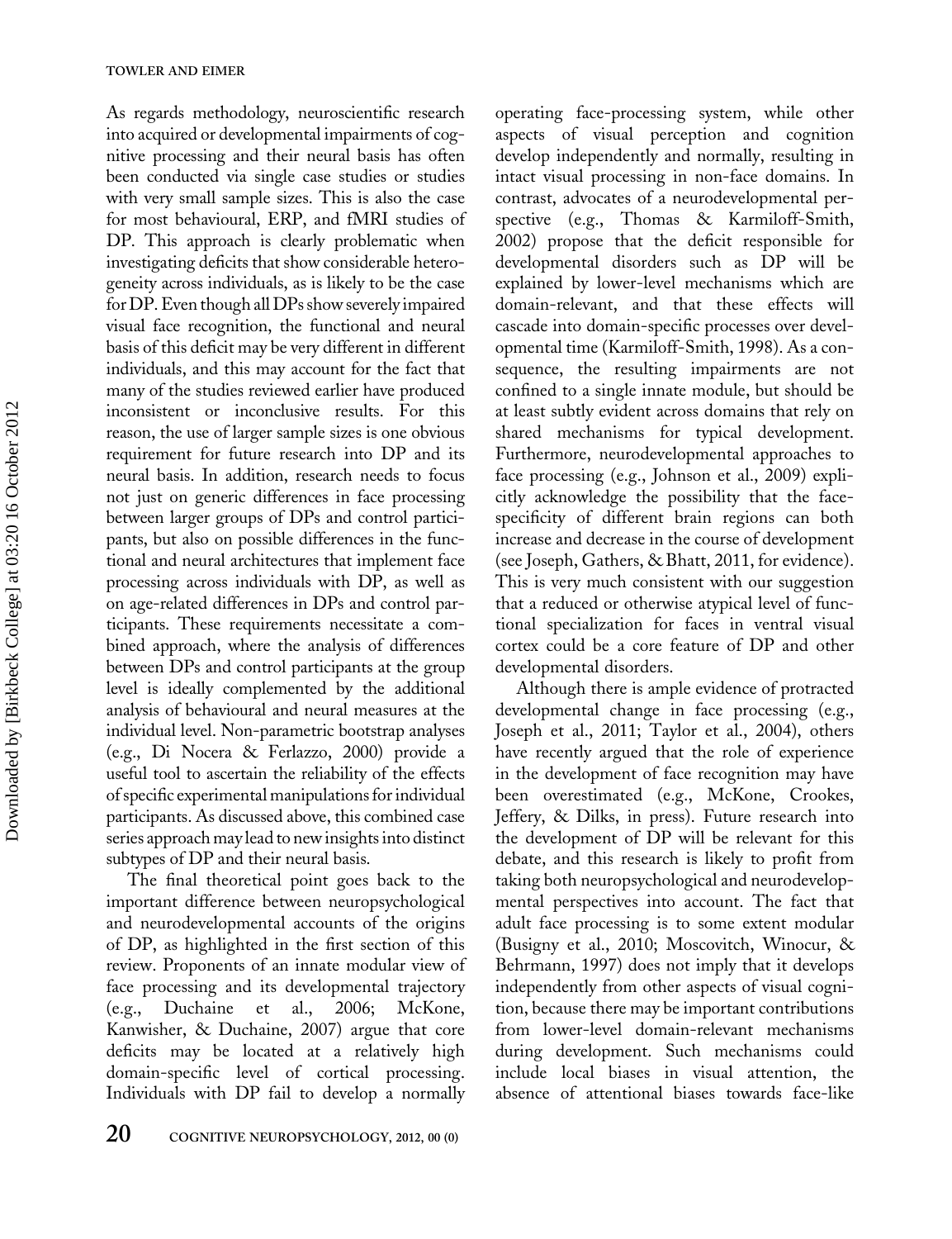As regards methodology, neuroscientific research into acquired or developmental impairments of cognitive processing and their neural basis has often been conducted via single case studies or studies with very small sample sizes. This is also the case for most behavioural, ERP, and fMRI studies of DP. This approach is clearly problematic when investigating deficits that show considerable heterogeneity across individuals, as is likely to be the case for DP. Even though all DPs show severely impaired visual face recognition, the functional and neural basis of this deficit may be very different in different individuals, and this may account for the fact that many of the studies reviewed earlier have produced inconsistent or inconclusive results. For this reason, the use of larger sample sizes is one obvious requirement for future research into DP and its neural basis. In addition, research needs to focus not just on generic differences in face processing between larger groups of DPs and control participants, but also on possible differences in the functional and neural architectures that implement face processing across individuals with DP, as well as on age-related differences in DPs and control participants. These requirements necessitate a combined approach, where the analysis of differences between DPs and control participants at the group level is ideally complemented by the additional analysis of behavioural and neural measures at the individual level. Non-parametric bootstrap analyses (e.g., Di Nocera & Ferlazzo, 2000) provide a useful tool to ascertain the reliability of the effects of specific experimental manipulations for individual participants. As discussed above, this combined case series approach may lead to new insights into distinct subtypes of DP and their neural basis.

The final theoretical point goes back to the important difference between neuropsychological and neurodevelopmental accounts of the origins of DP, as highlighted in the first section of this review. Proponents of an innate modular view of face processing and its developmental trajectory (e.g., Duchaine et al., 2006; McKone, Kanwisher, & Duchaine, 2007) argue that core deficits may be located at a relatively high domain-specific level of cortical processing. Individuals with DP fail to develop a normally operating face-processing system, while other aspects of visual perception and cognition develop independently and normally, resulting in intact visual processing in non-face domains. In contrast, advocates of a neurodevelopmental perspective (e.g., Thomas & Karmiloff-Smith, 2002) propose that the deficit responsible for developmental disorders such as DP will be explained by lower-level mechanisms which are domain-relevant, and that these effects will cascade into domain-specific processes over developmental time (Karmiloff-Smith, 1998). As a consequence, the resulting impairments are not confined to a single innate module, but should be at least subtly evident across domains that rely on shared mechanisms for typical development. Furthermore, neurodevelopmental approaches to face processing (e.g., Johnson et al., 2009) explicitly acknowledge the possibility that the face-specificity of different brain regions can both increase and decrease in the course of development (see Joseph, Gathers, & Bhatt, 2011, for evidence). This is very much consistent with our suggestion that a reduced or otherwise atypical level of functional specialization for faces in ventral visual cortex could be a core feature of DP and other developmental disorders.

Although there is ample evidence of protracted developmental change in face processing (e.g., Joseph et al., 2011; Taylor et al., 2004), others have recently argued that the role of experience in the development of face recognition may have been overestimated (e.g., McKone, Crookes, Jeffery, & Dilks, in press). Future research into the development of DP will be relevant for this debate, and this research is likely to profit from taking both neuropsychological and neurodevelopmental perspectives into account. The fact that adult face processing is to some extent modular (Busigny et al., 2010; Moscovitch, Winocur, & Behrmann, 1997) does not imply that it develops independently from other aspects of visual cognition, because there may be important contributions from lower-level domain-relevant mechanisms during development. Such mechanisms could include local biases in visual attention, the absence of attentional biases towards face-like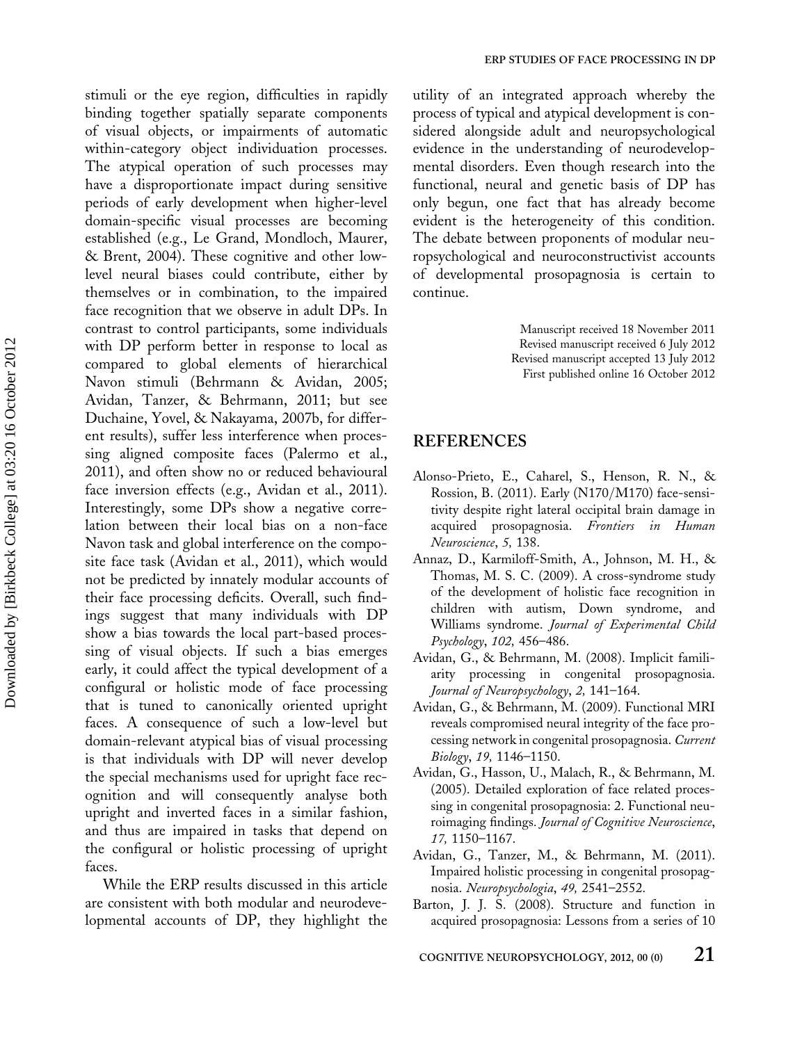stimuli or the eye region, difficulties in rapidly binding together spatially separate components of visual objects, or impairments of automatic within-category object individuation processes. The atypical operation of such processes may have a disproportionate impact during sensitive periods of early development when higher-level domain-specific visual processes are becoming established (e.g., Le Grand, Mondloch, Maurer, & Brent, 2004). These cognitive and other low-level neural biases could contribute, either by themselves or in combination, to the impaired face recognition that we observe in adult DPs. In contrast to control participants, some individuals with DP perform better in response to local as compared to global elements of hierarchical Navon stimuli (Behrmann & Avidan, 2005; Avidan, Tanzer, & Behrmann, 2011; but see Duchaine, Yovel, & Nakayama, 2007b, for different results), suffer less interference when processing aligned composite faces (Palermo et al., 2011), and often show no or reduced behavioural face inversion effects (e.g., Avidan et al., 2011). Interestingly, some DPs show a negative correlation between their local bias on a non-face Navon task and global interference on the composite face task (Avidan et al., 2011), which would not be predicted by innately modular accounts of their face processing deficits. Overall, such findings suggest that many individuals with DP show a bias towards the local part-based processing of visual objects. If such a bias emerges early, it could affect the typical development of a configural or holistic mode of face processing that is tuned to canonically oriented upright faces. A consequence of such a low-level but domain-relevant atypical bias of visual processing is that individuals with DP will never develop the special mechanisms used for upright face recognition and will consequently analyse both upright and inverted faces in a similar fashion, and thus are impaired in tasks that depend on the configural or holistic processing of upright faces.

While the ERP results discussed in this article are consistent with both modular and neurodevelopmental accounts of DP, they highlight the utility of an integrated approach whereby the process of typical and atypical development is considered alongside adult and neuropsychological evidence in the understanding of neurodevelopmental disorders. Even though research into the functional, neural and genetic basis of DP has only begun, one fact that has already become evident is the heterogeneity of this condition. The debate between proponents of modular neuropsychological and neuroconstructivist accounts of developmental prosopagnosia is certain to continue.

Manuscript received 18 November 2011
Revised manuscript received 6 July 2012
Revised manuscript accepted 13 July 2012
First published online 16 October 2012

## REFERENCES

Alonso-Prieto, E., Caharel, S., Henson, R. N., & Rossion, B. (2011). Early (N170/M170) face-sensitivity despite right lateral occipital brain damage in acquired prosopagnosia. *Frontiers in Human Neuroscience*, *5,* 138.

Annaz, D., Karmiloff-Smith, A., Johnson, M. H., & Thomas, M. S. C. (2009). A cross-syndrome study of the development of holistic face recognition in children with autism, Down syndrome, and Williams syndrome. *Journal of Experimental Child Psychology*, *102,* 456–486.

Avidan, G., & Behrmann, M. (2008). Implicit familiarity processing in congenital prosopagnosia. *Journal of Neuropsychology*, *2,* 141–164.

Avidan, G., & Behrmann, M. (2009). Functional MRI reveals compromised neural integrity of the face processing network in congenital prosopagnosia. *Current Biology*, *19,* 1146–1150.

Avidan, G., Hasson, U., Malach, R., & Behrmann, M. (2005). Detailed exploration of face related processing in congenital prosopagnosia: 2. Functional neuroimaging findings. *Journal of Cognitive Neuroscience*, *17,* 1150–1167.

Avidan, G., Tanzer, M., & Behrmann, M. (2011). Impaired holistic processing in congenital prosopagnosia. *Neuropsychologia*, *49,* 2541–2552.

Barton, J. J. S. (2008). Structure and function in acquired prosopagnosia: Lessons from a series of 10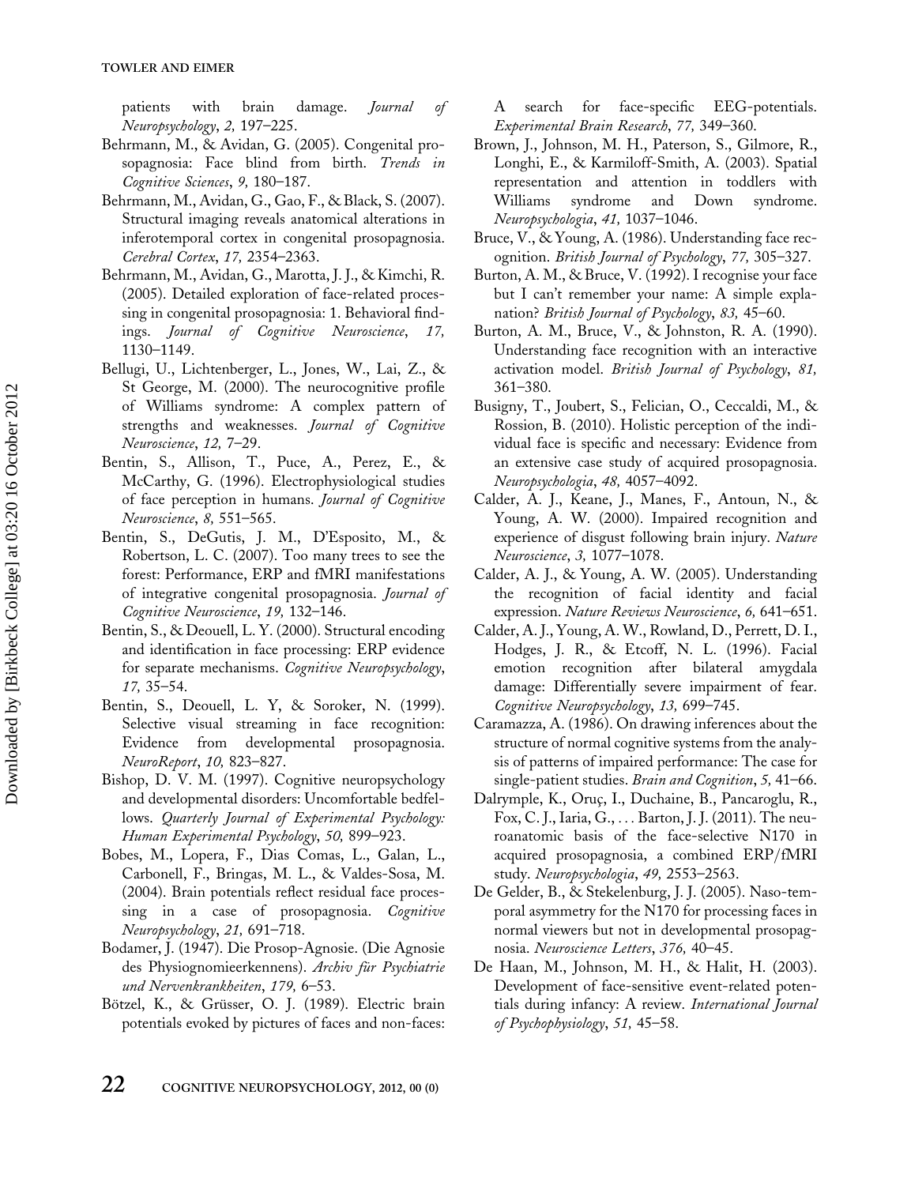patients with brain damage. *Journal of Neuropsychology*, *2,* 197–225.

Behrmann, M., & Avidan, G. (2005). Congenital prosopagnosia: Face blind from birth. *Trends in Cognitive Sciences*, *9,* 180–187.

Behrmann, M., Avidan, G., Gao, F., & Black, S. (2007). Structural imaging reveals anatomical alterations in inferotemporal cortex in congenital prosopagnosia. *Cerebral Cortex*, *17,* 2354–2363.

Behrmann, M., Avidan, G., Marotta, J. J., & Kimchi, R. (2005). Detailed exploration of face-related processing in congenital prosopagnosia: 1. Behavioral findings. *Journal of Cognitive Neuroscience*, *17,* 1130–1149.

Bellugi, U., Lichtenberger, L., Jones, W., Lai, Z., & St George, M. (2000). The neurocognitive profile of Williams syndrome: A complex pattern of strengths and weaknesses. *Journal of Cognitive Neuroscience*, *12,* 7–29.

Bentin, S., Allison, T., Puce, A., Perez, E., & McCarthy, G. (1996). Electrophysiological studies of face perception in humans. *Journal of Cognitive Neuroscience*, *8,* 551–565.

Bentin, S., DeGutis, J. M., D'Esposito, M., & Robertson, L. C. (2007). Too many trees to see the forest: Performance, ERP and fMRI manifestations of integrative congenital prosopagnosia. *Journal of Cognitive Neuroscience*, *19,* 132–146.

Bentin, S., & Deouell, L. Y. (2000). Structural encoding and identification in face processing: ERP evidence for separate mechanisms. *Cognitive Neuropsychology*, *17,* 35–54.

Bentin, S., Deouell, L. Y, & Soroker, N. (1999). Selective visual streaming in face recognition: Evidence from developmental prosopagnosia. *NeuroReport*, *10,* 823–827.

Bishop, D. V. M. (1997). Cognitive neuropsychology and developmental disorders: Uncomfortable bedfellows. *Quarterly Journal of Experimental Psychology: Human Experimental Psychology*, *50,* 899–923.

Bobes, M., Lopera, F., Dias Comas, L., Galan, L., Carbonell, F., Bringas, M. L., & Valdes-Sosa, M. (2004). Brain potentials reflect residual face processing in a case of prosopagnosia. *Cognitive Neuropsychology*, *21,* 691–718.

Bodamer, J. (1947). Die Prosop-Agnosie. (Die Agnosie des Physiognomieerkennens). *Archiv für Psychiatrie und Nervenkrankheiten*, *179,* 6–53.

Bötzel, K., & Grüsser, O. J. (1989). Electric brain potentials evoked by pictures of faces and non-faces: A search for face-specific EEG-potentials. *Experimental Brain Research*, *77,* 349–360.

Brown, J., Johnson, M. H., Paterson, S., Gilmore, R., Longhi, E., & Karmiloff-Smith, A. (2003). Spatial representation and attention in toddlers with Williams syndrome and Down syndrome. *Neuropsychologia*, *41,* 1037–1046.

Bruce, V., & Young, A. (1986). Understanding face recognition. *British Journal of Psychology*, *77,* 305–327.

Burton, A. M., & Bruce, V. (1992). I recognise your face but I can't remember your name: A simple explanation? *British Journal of Psychology*, *83,* 45–60.

Burton, A. M., Bruce, V., & Johnston, R. A. (1990). Understanding face recognition with an interactive activation model. *British Journal of Psychology*, *81,* 361–380.

Busigny, T., Joubert, S., Felician, O., Ceccaldi, M., & Rossion, B. (2010). Holistic perception of the individual face is specific and necessary: Evidence from an extensive case study of acquired prosopagnosia. *Neuropsychologia*, *48,* 4057–4092.

Calder, A. J., Keane, J., Manes, F., Antoun, N., & Young, A. W. (2000). Impaired recognition and experience of disgust following brain injury. *Nature Neuroscience*, *3,* 1077–1078.

Calder, A. J., & Young, A. W. (2005). Understanding the recognition of facial identity and facial expression. *Nature Reviews Neuroscience*, *6,* 641–651.

Calder, A. J., Young, A. W., Rowland, D., Perrett, D. I., Hodges, J. R., & Etcoff, N. L. (1996). Facial emotion recognition after bilateral amygdala damage: Differentially severe impairment of fear. *Cognitive Neuropsychology*, *13,* 699–745.

Caramazza, A. (1986). On drawing inferences about the structure of normal cognitive systems from the analysis of patterns of impaired performance: The case for single-patient studies. *Brain and Cognition*, *5,* 41–66.

Dalrymple, K., Oruç, I., Duchaine, B., Pancaroglu, R., Fox, C. J., Iaria, G., … Barton, J. J. (2011). The neuroanatomic basis of the face-selective N170 in acquired prosopagnosia, a combined ERP/fMRI study. *Neuropsychologia*, *49,* 2553–2563.

De Gelder, B., & Stekelenburg, J. J. (2005). Naso-temporal asymmetry for the N170 for processing faces in normal viewers but not in developmental prosopagnosia. *Neuroscience Letters*, *376,* 40–45.

De Haan, M., Johnson, M. H., & Halit, H. (2003). Development of face-sensitive event-related potentials during infancy: A review. *International Journal of Psychophysiology*, *51,* 45–58.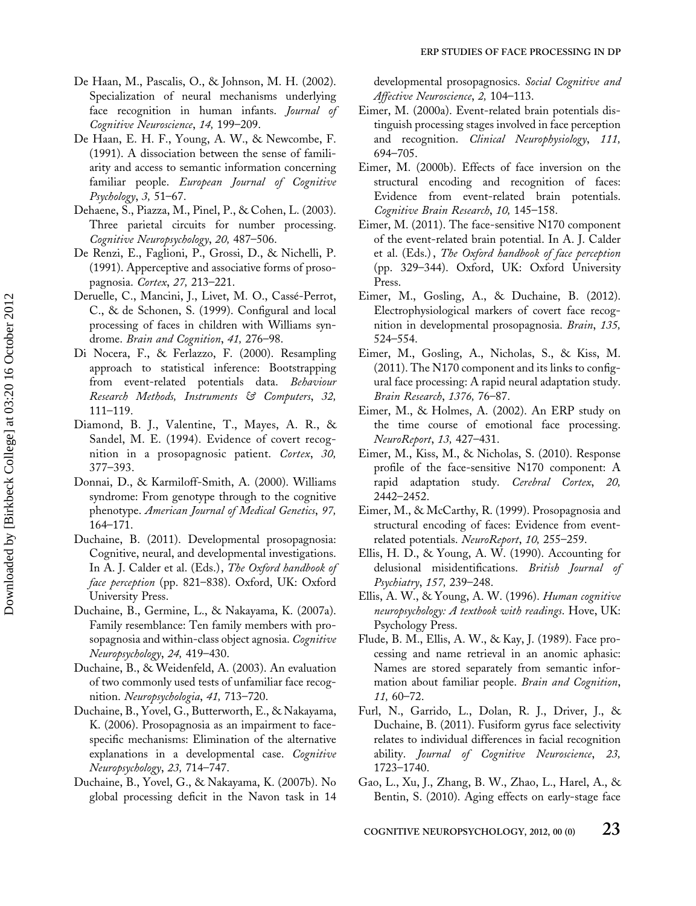De Haan, M., Pascalis, O., & Johnson, M. H. (2002). Specialization of neural mechanisms underlying face recognition in human infants. *Journal of Cognitive Neuroscience*, *14,* 199–209.

De Haan, E. H. F., Young, A. W., & Newcombe, F. (1991). A dissociation between the sense of familiarity and access to semantic information concerning familiar people. *European Journal of Cognitive Psychology*, *3,* 51–67.

Dehaene, S., Piazza, M., Pinel, P., & Cohen, L. (2003). Three parietal circuits for number processing. *Cognitive Neuropsychology*, *20,* 487–506.

De Renzi, E., Faglioni, P., Grossi, D., & Nichelli, P. (1991). Apperceptive and associative forms of prosopagnosia. *Cortex*, *27,* 213–221.

Deruelle, C., Mancini, J., Livet, M. O., Cassé-Perrot, C., & de Schonen, S. (1999). Configural and local processing of faces in children with Williams syndrome. *Brain and Cognition*, *41,* 276–98.

Di Nocera, F., & Ferlazzo, F. (2000). Resampling approach to statistical inference: Bootstrapping from event-related potentials data. *Behaviour Research Methods, Instruments & Computers*, *32,* 111–119.

Diamond, B. J., Valentine, T., Mayes, A. R., & Sandel, M. E. (1994). Evidence of covert recognition in a prosopagnosic patient. *Cortex*, *30,* 377–393.

Donnai, D., & Karmiloff-Smith, A. (2000). Williams syndrome: From genotype through to the cognitive phenotype. *American Journal of Medical Genetics*, *97,* 164–171.

Duchaine, B. (2011). Developmental prosopagnosia: Cognitive, neural, and developmental investigations. In A. J. Calder et al. (Eds.), *The Oxford handbook of face perception* (pp. 821–838). Oxford, UK: Oxford University Press.

Duchaine, B., Germine, L., & Nakayama, K. (2007a). Family resemblance: Ten family members with prosopagnosia and within-class object agnosia. *Cognitive Neuropsychology*, *24,* 419–430.

Duchaine, B., & Weidenfeld, A. (2003). An evaluation of two commonly used tests of unfamiliar face recognition. *Neuropsychologia*, *41,* 713–720.

Duchaine, B., Yovel, G., Butterworth, E., & Nakayama, K. (2006). Prosopagnosia as an impairment to face-specific mechanisms: Elimination of the alternative explanations in a developmental case. *Cognitive Neuropsychology*, *23,* 714–747.

Duchaine, B., Yovel, G., & Nakayama, K. (2007b). No global processing deficit in the Navon task in 14 developmental prosopagnosics. *Social Cognitive and Affective Neuroscience*, *2,* 104–113.

Eimer, M. (2000a). Event-related brain potentials distinguish processing stages involved in face perception and recognition. *Clinical Neurophysiology*, *111,* 694–705.

Eimer, M. (2000b). Effects of face inversion on the structural encoding and recognition of faces: Evidence from event-related brain potentials. *Cognitive Brain Research*, *10,* 145–158.

Eimer, M. (2011). The face-sensitive N170 component of the event-related brain potential. In A. J. Calder et al. (Eds.), *The Oxford handbook of face perception* (pp. 329–344). Oxford, UK: Oxford University Press.

Eimer, M., Gosling, A., & Duchaine, B. (2012). Electrophysiological markers of covert face recognition in developmental prosopagnosia. *Brain*, *135,* 524–554.

Eimer, M., Gosling, A., Nicholas, S., & Kiss, M. (2011). The N170 component and its links to configural face processing: A rapid neural adaptation study. *Brain Research*, *1376,* 76–87.

Eimer, M., & Holmes, A. (2002). An ERP study on the time course of emotional face processing. *NeuroReport*, *13,* 427–431.

Eimer, M., Kiss, M., & Nicholas, S. (2010). Response profile of the face-sensitive N170 component: A rapid adaptation study. *Cerebral Cortex*, *20,* 2442–2452.

Eimer, M., & McCarthy, R. (1999). Prosopagnosia and structural encoding of faces: Evidence from event-related potentials. *NeuroReport*, *10,* 255–259.

Ellis, H. D., & Young, A. W. (1990). Accounting for delusional misidentifications. *British Journal of Psychiatry*, *157,* 239–248.

Ellis, A. W., & Young, A. W. (1996). *Human cognitive neuropsychology: A textbook with readings*. Hove, UK: Psychology Press.

Flude, B. M., Ellis, A. W., & Kay, J. (1989). Face processing and name retrieval in an anomic aphasic: Names are stored separately from semantic information about familiar people. *Brain and Cognition*, *11,* 60–72.

Furl, N., Garrido, L., Dolan, R. J., Driver, J., & Duchaine, B. (2011). Fusiform gyrus face selectivity relates to individual differences in facial recognition ability. *Journal of Cognitive Neuroscience*, *23,* 1723–1740.

Gao, L., Xu, J., Zhang, B. W., Zhao, L., Harel, A., & Bentin, S. (2010). Aging effects on early-stage face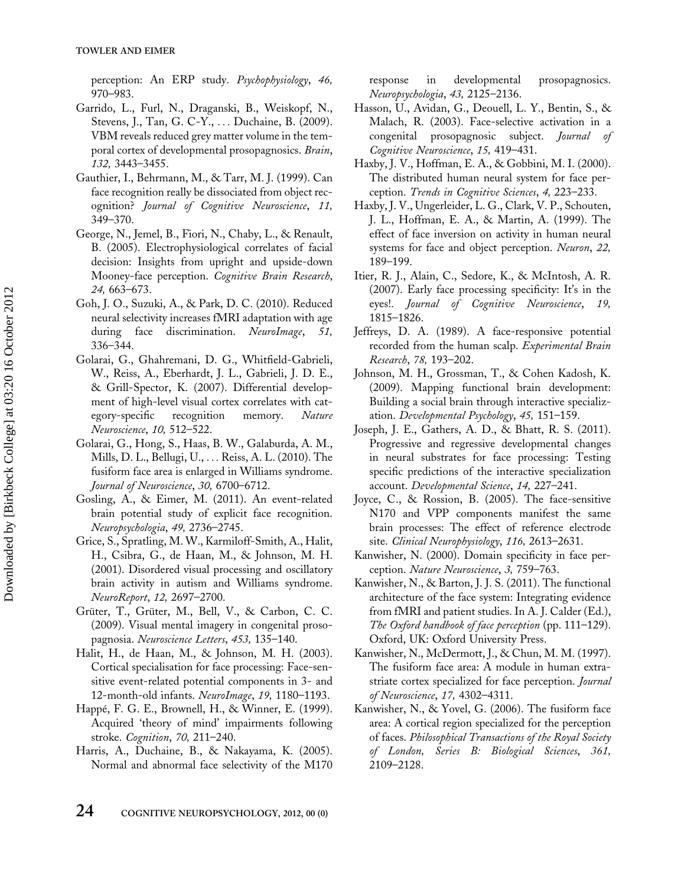perception: An ERP study. *Psychophysiology*, *46,* 970–983.

Garrido, L., Furl, N., Draganski, B., Weiskopf, N., Stevens, J., Tan, G. C-Y., ... Duchaine, B. (2009). VBM reveals reduced grey matter volume in the temporal cortex of developmental prosopagnosics. *Brain*, *132,* 3443–3455.

Gauthier, I., Behrmann, M., & Tarr, M. J. (1999). Can face recognition really be dissociated from object recognition? *Journal of Cognitive Neuroscience*, *11,* 349–370.

George, N., Jemel, B., Fiori, N., Chaby, L., & Renault, B. (2005). Electrophysiological correlates of facial decision: Insights from upright and upside-down Mooney-face perception. *Cognitive Brain Research*, *24,* 663–673.

Goh, J. O., Suzuki, A., & Park, D. C. (2010). Reduced neural selectivity increases fMRI adaptation with age during face discrimination. *NeuroImage*, *51,* 336–344.

Golarai, G., Ghahremani, D. G., Whitfield-Gabrieli, W., Reiss, A., Eberhardt, J. L., Gabrieli, J. D. E., & Grill-Spector, K. (2007). Differential development of high-level visual cortex correlates with category-specific recognition memory. *Nature Neuroscience*, *10,* 512–522.

Golarai, G., Hong, S., Haas, B. W., Galaburda, A. M., Mills, D. L., Bellugi, U., ... Reiss, A. L. (2010). The fusiform face area is enlarged in Williams syndrome. *Journal of Neuroscience*, *30,* 6700–6712.

Gosling, A., & Eimer, M. (2011). An event-related brain potential study of explicit face recognition. *Neuropsychologia*, *49,* 2736–2745.

Grice, S., Spratling, M. W., Karmiloff-Smith, A., Halit, H., Csibra, G., de Haan, M., & Johnson, M. H. (2001). Disordered visual processing and oscillatory brain activity in autism and Williams syndrome. *NeuroReport*, *12,* 2697–2700.

Grüter, T., Grüter, M., Bell, V., & Carbon, C. C. (2009). Visual mental imagery in congenital prosopagnosia. *Neuroscience Letters*, *453,* 135–140.

Halit, H., de Haan, M., & Johnson, M. H. (2003). Cortical specialisation for face processing: Face-sensitive event-related potential components in 3- and 12-month-old infants. *NeuroImage*, *19,* 1180–1193.

Happé, F. G. E., Brownell, H., & Winner, E. (1999). Acquired 'theory of mind' impairments following stroke. *Cognition*, *70,* 211–240.

Harris, A., Duchaine, B., & Nakayama, K. (2005). Normal and abnormal face selectivity of the M170 response in developmental prosopagnosics. *Neuropsychologia*, *43,* 2125–2136.

Hasson, U., Avidan, G., Deouell, L. Y., Bentin, S., & Malach, R. (2003). Face-selective activation in a congenital prosopagnosic subject. *Journal of Cognitive Neuroscience*, *15,* 419–431.

Haxby, J. V., Hoffman, E. A., & Gobbini, M. I. (2000). The distributed human neural system for face perception. *Trends in Cognitive Sciences*, *4,* 223–233.

Haxby, J. V., Ungerleider, L. G., Clark, V. P., Schouten, J. L., Hoffman, E. A., & Martin, A. (1999). The effect of face inversion on activity in human neural systems for face and object perception. *Neuron*, *22,* 189–199.

Itier, R. J., Alain, C., Sedore, K., & McIntosh, A. R. (2007). Early face processing specificity: It's in the eyes!. *Journal of Cognitive Neuroscience*, *19,* 1815–1826.

Jeffreys, D. A. (1989). A face-responsive potential recorded from the human scalp. *Experimental Brain Research*, *78,* 193–202.

Johnson, M. H., Grossman, T., & Cohen Kadosh, K. (2009). Mapping functional brain development: Building a social brain through interactive specialization. *Developmental Psychology*, *45,* 151–159.

Joseph, J. E., Gathers, A. D., & Bhatt, R. S. (2011). Progressive and regressive developmental changes in neural substrates for face processing: Testing specific predictions of the interactive specialization account. *Developmental Science*, *14,* 227–241.

Joyce, C., & Rossion, B. (2005). The face-sensitive N170 and VPP components manifest the same brain processes: The effect of reference electrode site. *Clinical Neurophysiology*, *116,* 2613–2631.

Kanwisher, N. (2000). Domain specificity in face perception. *Nature Neuroscience*, *3,* 759–763.

Kanwisher, N., & Barton, J. J. S. (2011). The functional architecture of the face system: Integrating evidence from fMRI and patient studies. In A. J. Calder (Ed.), *The Oxford handbook of face perception* (pp. 111–129). Oxford, UK: Oxford University Press.

Kanwisher, N., McDermott, J., & Chun, M. M. (1997). The fusiform face area: A module in human extrastriate cortex specialized for face perception. *Journal of Neuroscience*, *17,* 4302–4311.

Kanwisher, N., & Yovel, G. (2006). The fusiform face area: A cortical region specialized for the perception of faces. *Philosophical Transactions of the Royal Society of London, Series B: Biological Sciences*, *361,* 2109–2128.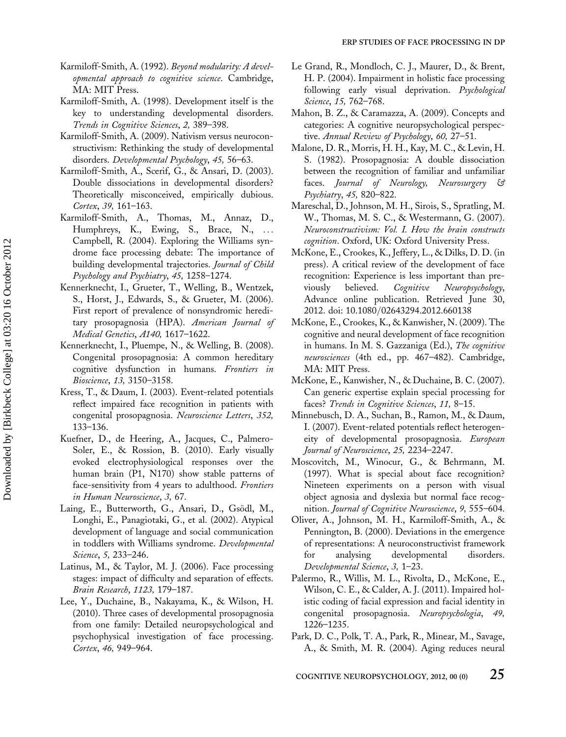Karmiloff-Smith, A. (1992). *Beyond modularity: A developmental approach to cognitive science*. Cambridge, MA: MIT Press.

Karmiloff-Smith, A. (1998). Development itself is the key to understanding developmental disorders. *Trends in Cognitive Sciences*, *2,* 389–398.

Karmiloff-Smith, A. (2009). Nativism versus neuroconstructivism: Rethinking the study of developmental disorders. *Developmental Psychology*, *45,* 56–63.

Karmiloff-Smith, A., Scerif, G., & Ansari, D. (2003). Double dissociations in developmental disorders? Theoretically misconceived, empirically dubious. *Cortex*, *39,* 161–163.

Karmiloff-Smith, A., Thomas, M., Annaz, D., Humphreys, K., Ewing, S., Brace, N., ... Campbell, R. (2004). Exploring the Williams syndrome face processing debate: The importance of building developmental trajectories. *Journal of Child Psychology and Psychiatry*, *45,* 1258–1274.

Kennerknecht, I., Grueter, T., Welling, B., Wentzek, S., Horst, J., Edwards, S., & Grueter, M. (2006). First report of prevalence of nonsyndromic hereditary prosopagnosia (HPA). *American Journal of Medical Genetics*, *A140,* 1617–1622.

Kennerknecht, I., Pluempe, N., & Welling, B. (2008). Congenital prosopagnosia: A common hereditary cognitive dysfunction in humans. *Frontiers in Bioscience*, *13,* 3150–3158.

Kress, T., & Daum, I. (2003). Event-related potentials reflect impaired face recognition in patients with congenital prosopagnosia. *Neuroscience Letters*, *352,* 133–136.

Kuefner, D., de Heering, A., Jacques, C., Palmero-Soler, E., & Rossion, B. (2010). Early visually evoked electrophysiological responses over the human brain (P1, N170) show stable patterns of face-sensitivity from 4 years to adulthood. *Frontiers in Human Neuroscience*, *3,* 67.

Laing, E., Butterworth, G., Ansari, D., Gsödl, M., Longhi, E., Panagiotaki, G., et al. (2002). Atypical development of language and social communication in toddlers with Williams syndrome. *Developmental Science*, *5,* 233–246.

Latinus, M., & Taylor, M. J. (2006). Face processing stages: impact of difficulty and separation of effects. *Brain Research*, *1123,* 179–187.

Lee, Y., Duchaine, B., Nakayama, K., & Wilson, H. (2010). Three cases of developmental prosopagnosia from one family: Detailed neuropsychological and psychophysical investigation of face processing. *Cortex*, *46,* 949–964.

Le Grand, R., Mondloch, C. J., Maurer, D., & Brent, H. P. (2004). Impairment in holistic face processing following early visual deprivation. *Psychological Science*, *15,* 762–768.

Mahon, B. Z., & Caramazza, A. (2009). Concepts and categories: A cognitive neuropsychological perspective. *Annual Review of Psychology*, *60,* 27–51.

Malone, D. R., Morris, H. H., Kay, M. C., & Levin, H. S. (1982). Prosopagnosia: A double dissociation between the recognition of familiar and unfamiliar faces. *Journal of Neurology, Neurosurgery & Psychiatry*, *45,* 820–822.

Mareschal, D., Johnson, M. H., Sirois, S., Spratling, M. W., Thomas, M. S. C., & Westermann, G. (2007). *Neuroconstructivism: Vol. I. How the brain constructs cognition*. Oxford, UK: Oxford University Press.

McKone, E., Crookes, K., Jeffery, L., & Dilks, D. D. (in press). A critical review of the development of face recognition: Experience is less important than previously believed. *Cognitive Neuropsychology*, Advance online publication. Retrieved June 30, 2012. doi: 10.1080/02643294.2012.660138

McKone, E., Crookes, K., & Kanwisher, N. (2009). The cognitive and neural development of face recognition in humans. In M. S. Gazzaniga (Ed.), *The cognitive neurosciences* (4th ed., pp. 467–482). Cambridge, MA: MIT Press.

McKone, E., Kanwisher, N., & Duchaine, B. C. (2007). Can generic expertise explain special processing for faces? *Trends in Cognitive Sciences*, *11,* 8–15.

Minnebusch, D. A., Suchan, B., Ramon, M., & Daum, I. (2007). Event-related potentials reflect heterogeneity of developmental prosopagnosia. *European Journal of Neuroscience*, *25,* 2234–2247.

Moscovitch, M., Winocur, G., & Behrmann, M. (1997). What is special about face recognition? Nineteen experiments on a person with visual object agnosia and dyslexia but normal face recognition. *Journal of Cognitive Neuroscience*, *9,* 555–604.

Oliver, A., Johnson, M. H., Karmiloff-Smith, A., & Pennington, B. (2000). Deviations in the emergence of representations: A neuroconstructivist framework for analysing developmental disorders. *Developmental Science*, *3,* 1–23.

Palermo, R., Willis, M. L., Rivolta, D., McKone, E., Wilson, C. E., & Calder, A. J. (2011). Impaired holistic coding of facial expression and facial identity in congenital prosopagnosia. *Neuropsychologia*, *49,* 1226–1235.

Park, D. C., Polk, T. A., Park, R., Minear, M., Savage, A., & Smith, M. R. (2004). Aging reduces neural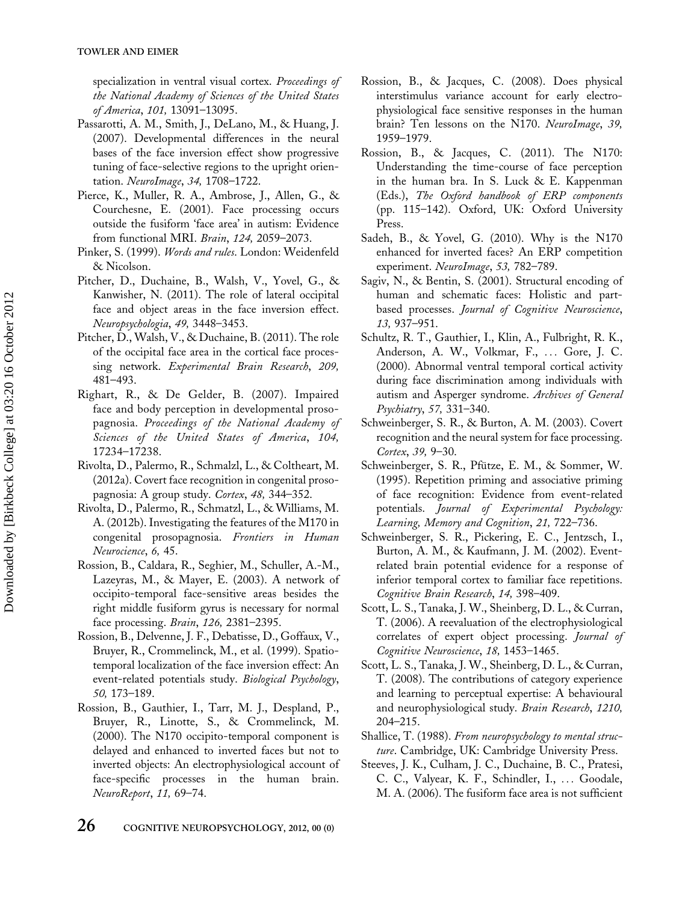specialization in ventral visual cortex. *Proceedings of the National Academy of Sciences of the United States of America*, *101,* 13091–13095.

Passarotti, A. M., Smith, J., DeLano, M., & Huang, J. (2007). Developmental differences in the neural bases of the face inversion effect show progressive tuning of face-selective regions to the upright orientation. *NeuroImage*, *34,* 1708–1722.

Pierce, K., Muller, R. A., Ambrose, J., Allen, G., & Courchesne, E. (2001). Face processing occurs outside the fusiform 'face area' in autism: Evidence from functional MRI. *Brain*, *124,* 2059–2073.

Pinker, S. (1999). *Words and rules*. London: Weidenfeld & Nicolson.

Pitcher, D., Duchaine, B., Walsh, V., Yovel, G., & Kanwisher, N. (2011). The role of lateral occipital face and object areas in the face inversion effect. *Neuropsychologia*, *49,* 3448–3453.

Pitcher, D., Walsh, V., & Duchaine, B. (2011). The role of the occipital face area in the cortical face processing network. *Experimental Brain Research*, *209,* 481–493.

Righart, R., & De Gelder, B. (2007). Impaired face and body perception in developmental prosopagnosia. *Proceedings of the National Academy of Sciences of the United States of America*, *104,* 17234–17238.

Rivolta, D., Palermo, R., Schmalzl, L., & Coltheart, M. (2012a). Covert face recognition in congenital prosopagnosia: A group study. *Cortex*, *48,* 344–352.

Rivolta, D., Palermo, R., Schmatzl, L., & Williams, M. A. (2012b). Investigating the features of the M170 in congenital prosopagnosia. *Frontiers in Human Neurocience*, *6,* 45.

Rossion, B., Caldara, R., Seghier, M., Schuller, A.-M., Lazeyras, M., & Mayer, E. (2003). A network of occipito-temporal face-sensitive areas besides the right middle fusiform gyrus is necessary for normal face processing. *Brain*, *126,* 2381–2395.

Rossion, B., Delvenne, J. F., Debatisse, D., Goffaux, V., Bruyer, R., Crommelinck, M., et al. (1999). Spatiotemporal localization of the face inversion effect: An event-related potentials study. *Biological Psychology*, *50,* 173–189.

Rossion, B., Gauthier, I., Tarr, M. J., Despland, P., Bruyer, R., Linotte, S., & Crommelinck, M. (2000). The N170 occipito-temporal component is delayed and enhanced to inverted faces but not to inverted objects: An electrophysiological account of face-specific processes in the human brain. *NeuroReport*, *11,* 69–74.

Rossion, B., & Jacques, C. (2008). Does physical interstimulus variance account for early electrophysiological face sensitive responses in the human brain? Ten lessons on the N170. *NeuroImage*, *39,* 1959–1979.

Rossion, B., & Jacques, C. (2011). The N170: Understanding the time-course of face perception in the human bra. In S. Luck & E. Kappenman (Eds.), *The Oxford handbook of ERP components* (pp. 115–142). Oxford, UK: Oxford University Press.

Sadeh, B., & Yovel, G. (2010). Why is the N170 enhanced for inverted faces? An ERP competition experiment. *NeuroImage*, *53,* 782–789.

Sagiv, N., & Bentin, S. (2001). Structural encoding of human and schematic faces: Holistic and part-based processes. *Journal of Cognitive Neuroscience*, *13,* 937–951.

Schultz, R. T., Gauthier, I., Klin, A., Fulbright, R. K., Anderson, A. W., Volkmar, F., … Gore, J. C. (2000). Abnormal ventral temporal cortical activity during face discrimination among individuals with autism and Asperger syndrome. *Archives of General Psychiatry*, *57,* 331–340.

Schweinberger, S. R., & Burton, A. M. (2003). Covert recognition and the neural system for face processing. *Cortex*, *39,* 9–30.

Schweinberger, S. R., Pfütze, E. M., & Sommer, W. (1995). Repetition priming and associative priming of face recognition: Evidence from event-related potentials. *Journal of Experimental Psychology: Learning, Memory and Cognition*, *21,* 722–736.

Schweinberger, S. R., Pickering, E. C., Jentzsch, I., Burton, A. M., & Kaufmann, J. M. (2002). Event-related brain potential evidence for a response of inferior temporal cortex to familiar face repetitions. *Cognitive Brain Research*, *14,* 398–409.

Scott, L. S., Tanaka, J. W., Sheinberg, D. L., & Curran, T. (2006). A reevaluation of the electrophysiological correlates of expert object processing. *Journal of Cognitive Neuroscience*, *18,* 1453–1465.

Scott, L. S., Tanaka, J. W., Sheinberg, D. L., & Curran, T. (2008). The contributions of category experience and learning to perceptual expertise: A behavioural and neurophysiological study. *Brain Research*, *1210,* 204–215.

Shallice, T. (1988). *From neuropsychology to mental structure*. Cambridge, UK: Cambridge University Press.

Steeves, J. K., Culham, J. C., Duchaine, B. C., Pratesi, C. C., Valyear, K. F., Schindler, I., … Goodale, M. A. (2006). The fusiform face area is not sufficient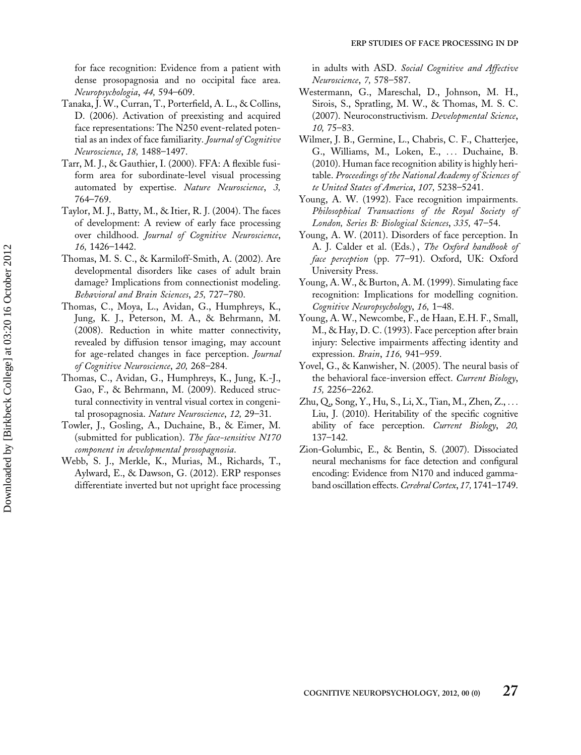for face recognition: Evidence from a patient with dense prosopagnosia and no occipital face area. *Neuropsychologia*, *44,* 594–609.

Tanaka, J. W., Curran, T., Porterfield, A. L., & Collins, D. (2006). Activation of preexisting and acquired face representations: The N250 event-related potential as an index of face familiarity. *Journal of Cognitive Neuroscience*, *18,* 1488–1497.

Tarr, M. J., & Gauthier, I. (2000). FFA: A flexible fusiform area for subordinate-level visual processing automated by expertise. *Nature Neuroscience*, *3,* 764–769.

Taylor, M. J., Batty, M., & Itier, R. J. (2004). The faces of development: A review of early face processing over childhood. *Journal of Cognitive Neuroscience*, *16,* 1426–1442.

Thomas, M. S. C., & Karmiloff-Smith, A. (2002). Are developmental disorders like cases of adult brain damage? Implications from connectionist modeling. *Behavioral and Brain Sciences*, *25,* 727–780.

Thomas, C., Moya, L., Avidan, G., Humphreys, K., Jung, K. J., Peterson, M. A., & Behrmann, M. (2008). Reduction in white matter connectivity, revealed by diffusion tensor imaging, may account for age-related changes in face perception. *Journal of Cognitive Neuroscience*, *20,* 268–284.

Thomas, C., Avidan, G., Humphreys, K., Jung, K.-J., Gao, F., & Behrmann, M. (2009). Reduced structural connectivity in ventral visual cortex in congenital prosopagnosia. *Nature Neuroscience*, *12,* 29–31.

Towler, J., Gosling, A., Duchaine, B., & Eimer, M. (submitted for publication). *The face-sensitive N170 component in developmental prosopagnosia*.

Webb, S. J., Merkle, K., Murias, M., Richards, T., Aylward, E., & Dawson, G. (2012). ERP responses differentiate inverted but not upright face processing in adults with ASD. *Social Cognitive and Affective Neuroscience*, *7,* 578–587.

Westermann, G., Mareschal, D., Johnson, M. H., Sirois, S., Spratling, M. W., & Thomas, M. S. C. (2007). Neuroconstructivism. *Developmental Science*, *10,* 75–83.

Wilmer, J. B., Germine, L., Chabris, C. F., Chatterjee, G., Williams, M., Loken, E., ... Duchaine, B. (2010). Human face recognition ability is highly heritable. *Proceedings of the National Academy of Sciences of te United States of America*, *107,* 5238–5241.

Young, A. W. (1992). Face recognition impairments. *Philosophical Transactions of the Royal Society of London, Series B: Biological Sciences*, *335,* 47–54.

Young, A. W. (2011). Disorders of face perception. In A. J. Calder et al. (Eds.) , *The Oxford handbook of face perception* (pp. 77–91). Oxford, UK: Oxford University Press.

Young, A. W., & Burton, A. M. (1999). Simulating face recognition: Implications for modelling cognition. *Cognitive Neuropsychology*, *16,* 1–48.

Young, A. W., Newcombe, F., de Haan, E.H. F., Small, M., & Hay, D. C. (1993). Face perception after brain injury: Selective impairments affecting identity and expression. *Brain*, *116,* 941–959.

Yovel, G., & Kanwisher, N. (2005). The neural basis of the behavioral face-inversion effect. *Current Biology*, *15,* 2256–2262.

Zhu, Q., Song, Y., Hu, S., Li, X., Tian, M., Zhen, Z., ... Liu, J. (2010). Heritability of the specific cognitive ability of face perception. *Current Biology*, *20,* 137–142.

Zion-Golumbic, E., & Bentin, S. (2007). Dissociated neural mechanisms for face detection and configural encoding: Evidence from N170 and induced gamma-band oscillation effects. *Cerebral Cortex*, *17,* 1741–1749.